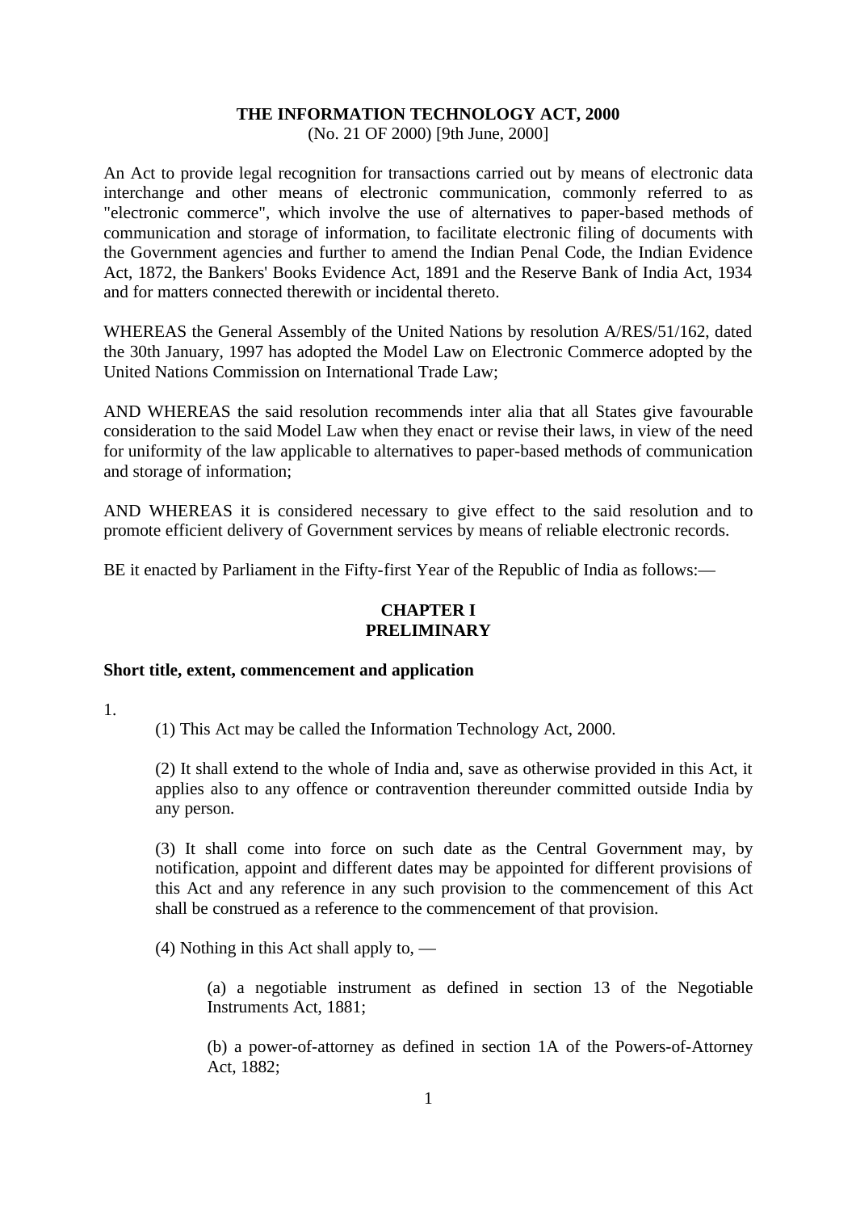# THE INFORMATION TECHNOLOGY ACT, 2000

(No. 21 OF 2000) [9th June, 2000]

An Act to provide legal recognition for transactions carried out by means of electronic data interchange and other means of electronic communication, commonly referred to as "electronic commerce", which involve the use of alternatives to paper-based methods of communication and storage of information, to facilitate electronic filing of documents with the Government agencies and further to amend the Indian Penal Code, the Indian Evidence Act, 1872, the Bankers' Books Evidence Act, 1891 and the Reserve Bank of India Act, 1934 and for matters connected therewith or incidental thereto.

WHEREAS the General Assembly of the United Nations by resolution A/RES/51/162, dated the 30th January, 1997 has adopted the Model Law on Electronic Commerce adopted by the United Nations Commission on International Trade Law;

AND WHEREAS the said resolution recommends inter alia that all States give favourable consideration to the said Model Law when they enact or revise their laws, in view of the need for uniformity of the law applicable to alternatives to paper-based methods of communication and storage of information;

AND WHEREAS it is considered necessary to give effect to the said resolution and to promote efficient delivery of Government services by means of reliable electronic records.

BE it enacted by Parliament in the Fifty-first Year of the Republic of India as follows:—

## CHAPTER I
## PRELIMINARY

### Short title, extent, commencement and application

1.

(1) This Act may be called the Information Technology Act, 2000.

(2) It shall extend to the whole of India and, save as otherwise provided in this Act, it applies also to any offence or contravention thereunder committed outside India by any person.

(3) It shall come into force on such date as the Central Government may, by notification, appoint and different dates may be appointed for different provisions of this Act and any reference in any such provision to the commencement of this Act shall be construed as a reference to the commencement of that provision.

(4) Nothing in this Act shall apply to, —

(a) a negotiable instrument as defined in section 13 of the Negotiable Instruments Act, 1881;

(b) a power-of-attorney as defined in section 1A of the Powers-of-Attorney Act, 1882;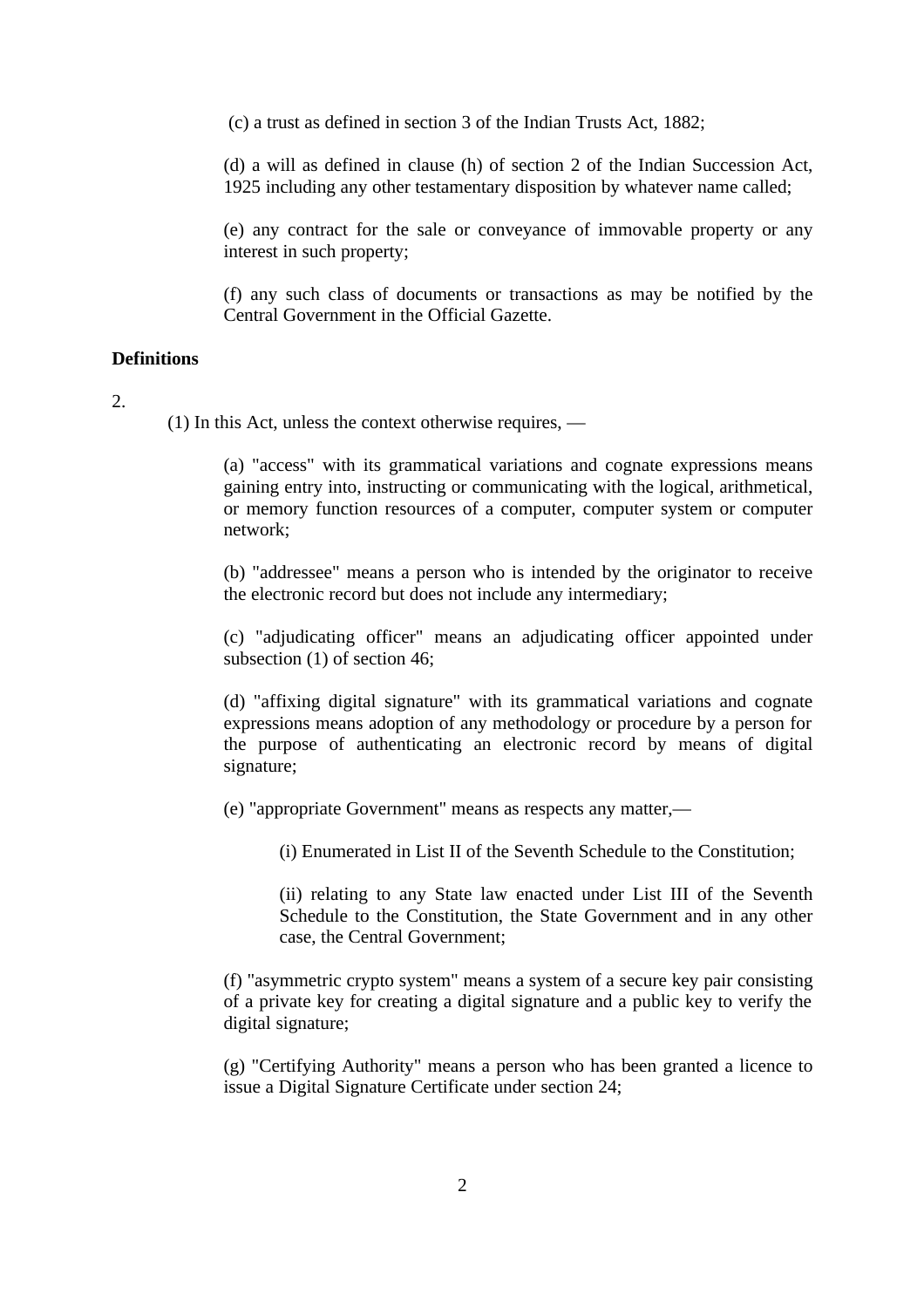(c) a trust as defined in section 3 of the Indian Trusts Act, 1882;

(d) a will as defined in clause (h) of section 2 of the Indian Succession Act, 1925 including any other testamentary disposition by whatever name called;

(e) any contract for the sale or conveyance of immovable property or any interest in such property;

(f) any such class of documents or transactions as may be notified by the Central Government in the Official Gazette.

**Definitions**

2.

(1) In this Act, unless the context otherwise requires, —

(a) "access" with its grammatical variations and cognate expressions means gaining entry into, instructing or communicating with the logical, arithmetical, or memory function resources of a computer, computer system or computer network;

(b) "addressee" means a person who is intended by the originator to receive the electronic record but does not include any intermediary;

(c) "adjudicating officer" means an adjudicating officer appointed under subsection (1) of section 46;

(d) "affixing digital signature" with its grammatical variations and cognate expressions means adoption of any methodology or procedure by a person for the purpose of authenticating an electronic record by means of digital signature;

(e) "appropriate Government" means as respects any matter,—

(i) Enumerated in List II of the Seventh Schedule to the Constitution;

(ii) relating to any State law enacted under List III of the Seventh Schedule to the Constitution, the State Government and in any other case, the Central Government;

(f) "asymmetric crypto system" means a system of a secure key pair consisting of a private key for creating a digital signature and a public key to verify the digital signature;

(g) "Certifying Authority" means a person who has been granted a licence to issue a Digital Signature Certificate under section 24;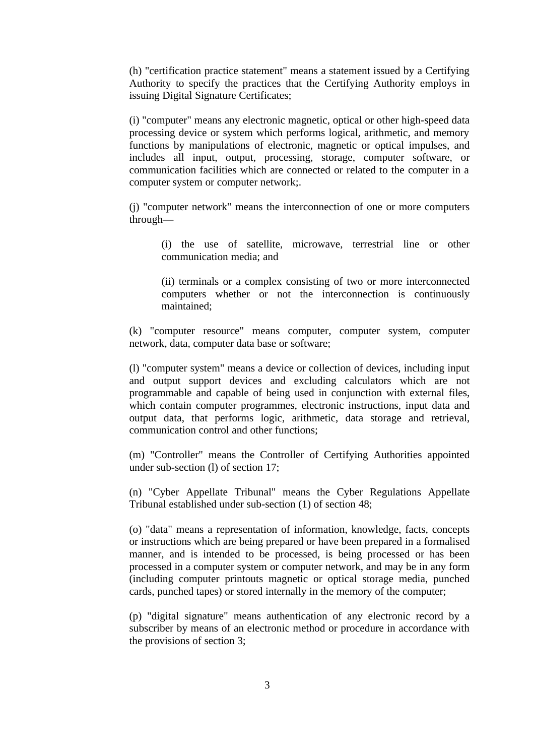(h) "certification practice statement" means a statement issued by a Certifying Authority to specify the practices that the Certifying Authority employs in issuing Digital Signature Certificates;

(i) "computer" means any electronic magnetic, optical or other high-speed data processing device or system which performs logical, arithmetic, and memory functions by manipulations of electronic, magnetic or optical impulses, and includes all input, output, processing, storage, computer software, or communication facilities which are connected or related to the computer in a computer system or computer network;.

(j) "computer network" means the interconnection of one or more computers through—

> (i) the use of satellite, microwave, terrestrial line or other communication media; and
>
> (ii) terminals or a complex consisting of two or more interconnected computers whether or not the interconnection is continuously maintained;

(k) "computer resource" means computer, computer system, computer network, data, computer data base or software;

(l) "computer system" means a device or collection of devices, including input and output support devices and excluding calculators which are not programmable and capable of being used in conjunction with external files, which contain computer programmes, electronic instructions, input data and output data, that performs logic, arithmetic, data storage and retrieval, communication control and other functions;

(m) "Controller" means the Controller of Certifying Authorities appointed under sub-section (l) of section 17;

(n) "Cyber Appellate Tribunal" means the Cyber Regulations Appellate Tribunal established under sub-section (1) of section 48;

(o) "data" means a representation of information, knowledge, facts, concepts or instructions which are being prepared or have been prepared in a formalised manner, and is intended to be processed, is being processed or has been processed in a computer system or computer network, and may be in any form (including computer printouts magnetic or optical storage media, punched cards, punched tapes) or stored internally in the memory of the computer;

(p) "digital signature" means authentication of any electronic record by a subscriber by means of an electronic method or procedure in accordance with the provisions of section 3;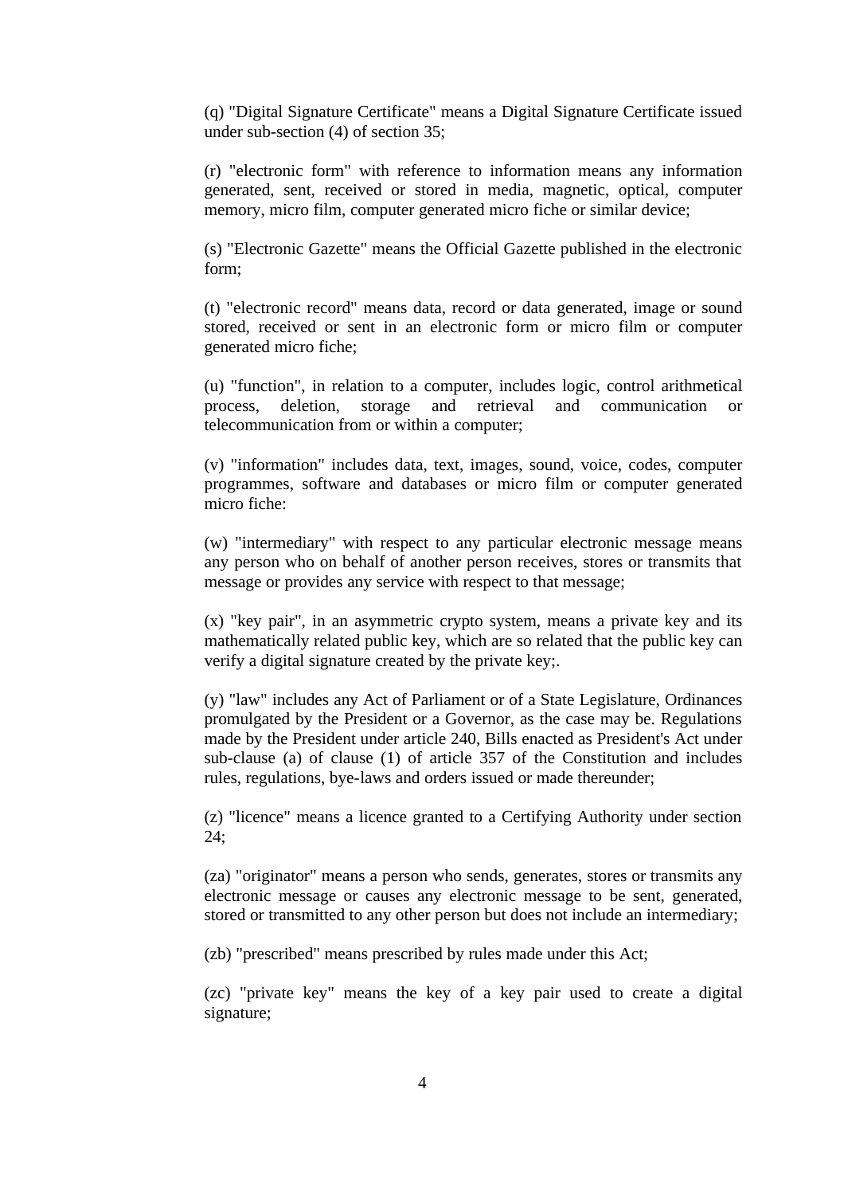(q) "Digital Signature Certificate" means a Digital Signature Certificate issued under sub-section (4) of section 35;

(r) "electronic form" with reference to information means any information generated, sent, received or stored in media, magnetic, optical, computer memory, micro film, computer generated micro fiche or similar device;

(s) "Electronic Gazette" means the Official Gazette published in the electronic form;

(t) "electronic record" means data, record or data generated, image or sound stored, received or sent in an electronic form or micro film or computer generated micro fiche;

(u) "function", in relation to a computer, includes logic, control arithmetical process, deletion, storage and retrieval and communication or telecommunication from or within a computer;

(v) "information" includes data, text, images, sound, voice, codes, computer programmes, software and databases or micro film or computer generated micro fiche:

(w) "intermediary" with respect to any particular electronic message means any person who on behalf of another person receives, stores or transmits that message or provides any service with respect to that message;

(x) "key pair", in an asymmetric crypto system, means a private key and its mathematically related public key, which are so related that the public key can verify a digital signature created by the private key;.

(y) "law" includes any Act of Parliament or of a State Legislature, Ordinances promulgated by the President or a Governor, as the case may be. Regulations made by the President under article 240, Bills enacted as President's Act under sub-clause (a) of clause (1) of article 357 of the Constitution and includes rules, regulations, bye-laws and orders issued or made thereunder;

(z) "licence" means a licence granted to a Certifying Authority under section 24;

(za) "originator" means a person who sends, generates, stores or transmits any electronic message or causes any electronic message to be sent, generated, stored or transmitted to any other person but does not include an intermediary;

(zb) "prescribed" means prescribed by rules made under this Act;

(zc) "private key" means the key of a key pair used to create a digital signature;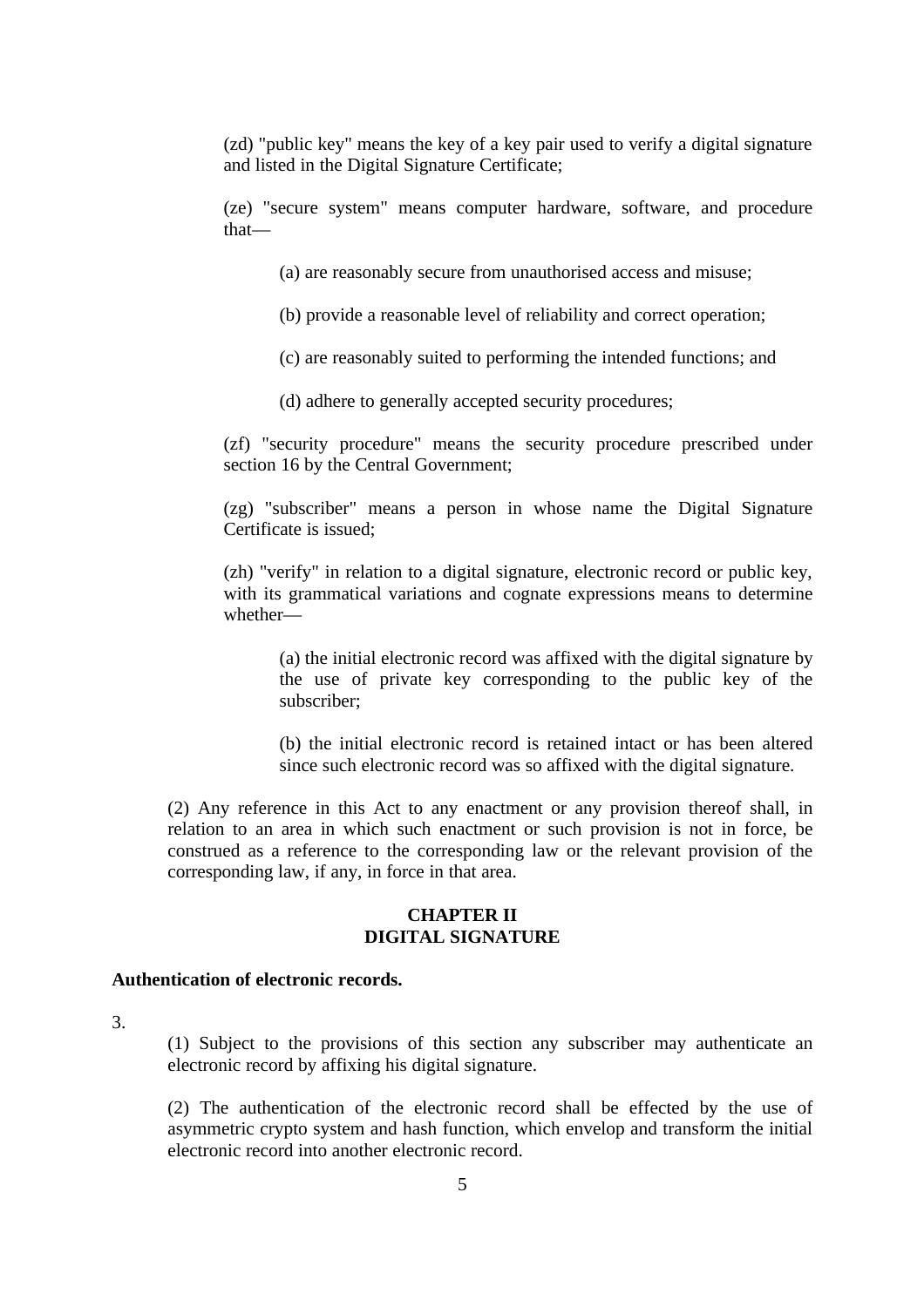(zd) "public key" means the key of a key pair used to verify a digital signature and listed in the Digital Signature Certificate;

(ze) "secure system" means computer hardware, software, and procedure that—

(a) are reasonably secure from unauthorised access and misuse;

(b) provide a reasonable level of reliability and correct operation;

(c) are reasonably suited to performing the intended functions; and

(d) adhere to generally accepted security procedures;

(zf) "security procedure" means the security procedure prescribed under section 16 by the Central Government;

(zg) "subscriber" means a person in whose name the Digital Signature Certificate is issued;

(zh) "verify" in relation to a digital signature, electronic record or public key, with its grammatical variations and cognate expressions means to determine whether—

(a) the initial electronic record was affixed with the digital signature by the use of private key corresponding to the public key of the subscriber;

(b) the initial electronic record is retained intact or has been altered since such electronic record was so affixed with the digital signature.

(2) Any reference in this Act to any enactment or any provision thereof shall, in relation to an area in which such enactment or such provision is not in force, be construed as a reference to the corresponding law or the relevant provision of the corresponding law, if any, in force in that area.

## CHAPTER II
## DIGITAL SIGNATURE

**Authentication of electronic records.**

3.

(1) Subject to the provisions of this section any subscriber may authenticate an electronic record by affixing his digital signature.

(2) The authentication of the electronic record shall be effected by the use of asymmetric crypto system and hash function, which envelop and transform the initial electronic record into another electronic record.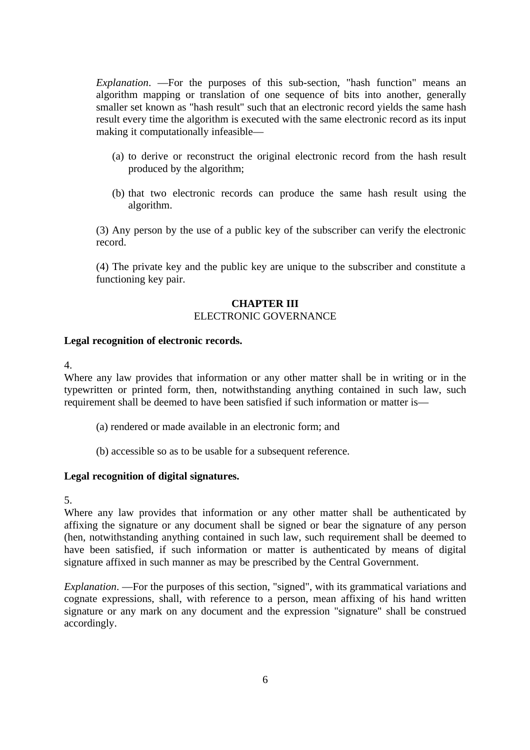*Explanation*. —For the purposes of this sub-section, "hash function" means an algorithm mapping or translation of one sequence of bits into another, generally smaller set known as "hash result" such that an electronic record yields the same hash result every time the algorithm is executed with the same electronic record as its input making it computationally infeasible—

(a) to derive or reconstruct the original electronic record from the hash result produced by the algorithm;

(b) that two electronic records can produce the same hash result using the algorithm.

(3) Any person by the use of a public key of the subscriber can verify the electronic record.

(4) The private key and the public key are unique to the subscriber and constitute a functioning key pair.

## CHAPTER III
ELECTRONIC GOVERNANCE

**Legal recognition of electronic records.**

4.
Where any law provides that information or any other matter shall be in writing or in the typewritten or printed form, then, notwithstanding anything contained in such law, such requirement shall be deemed to have been satisfied if such information or matter is—

(a) rendered or made available in an electronic form; and

(b) accessible so as to be usable for a subsequent reference.

**Legal recognition of digital signatures.**

5.
Where any law provides that information or any other matter shall be authenticated by affixing the signature or any document shall be signed or bear the signature of any person (hen, notwithstanding anything contained in such law, such requirement shall be deemed to have been satisfied, if such information or matter is authenticated by means of digital signature affixed in such manner as may be prescribed by the Central Government.

*Explanation*. —For the purposes of this section, "signed", with its grammatical variations and cognate expressions, shall, with reference to a person, mean affixing of his hand written signature or any mark on any document and the expression "signature" shall be construed accordingly.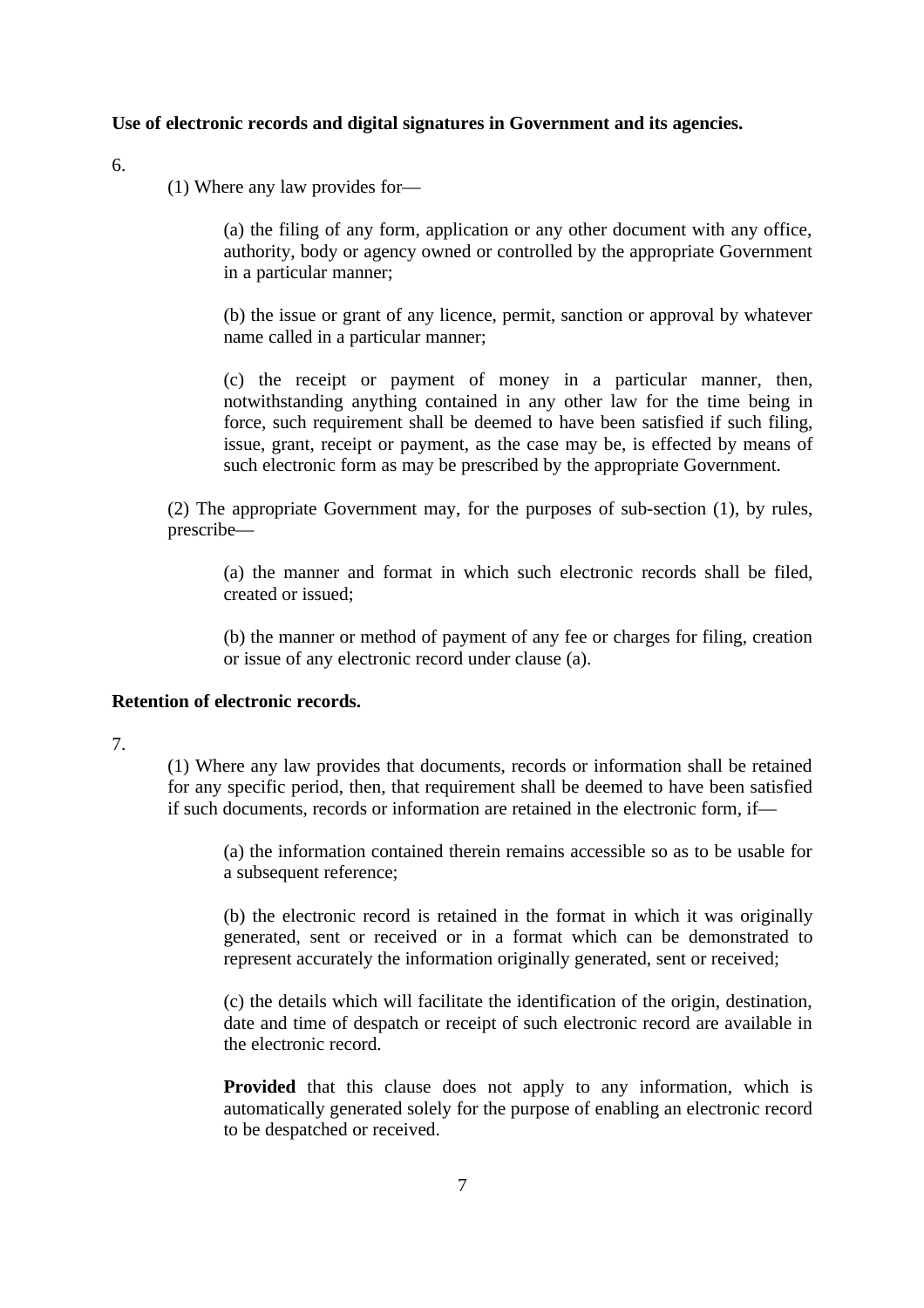**Use of electronic records and digital signatures in Government and its agencies.**

6.

(1) Where any law provides for—

(a) the filing of any form, application or any other document with any office, authority, body or agency owned or controlled by the appropriate Government in a particular manner;

(b) the issue or grant of any licence, permit, sanction or approval by whatever name called in a particular manner;

(c) the receipt or payment of money in a particular manner, then, notwithstanding anything contained in any other law for the time being in force, such requirement shall be deemed to have been satisfied if such filing, issue, grant, receipt or payment, as the case may be, is effected by means of such electronic form as may be prescribed by the appropriate Government.

(2) The appropriate Government may, for the purposes of sub-section (1), by rules, prescribe—

(a) the manner and format in which such electronic records shall be filed, created or issued;

(b) the manner or method of payment of any fee or charges for filing, creation or issue of any electronic record under clause (a).

**Retention of electronic records.**

7.

(1) Where any law provides that documents, records or information shall be retained for any specific period, then, that requirement shall be deemed to have been satisfied if such documents, records or information are retained in the electronic form, if—

(a) the information contained therein remains accessible so as to be usable for a subsequent reference;

(b) the electronic record is retained in the format in which it was originally generated, sent or received or in a format which can be demonstrated to represent accurately the information originally generated, sent or received;

(c) the details which will facilitate the identification of the origin, destination, date and time of despatch or receipt of such electronic record are available in the electronic record.

**Provided** that this clause does not apply to any information, which is automatically generated solely for the purpose of enabling an electronic record to be despatched or received.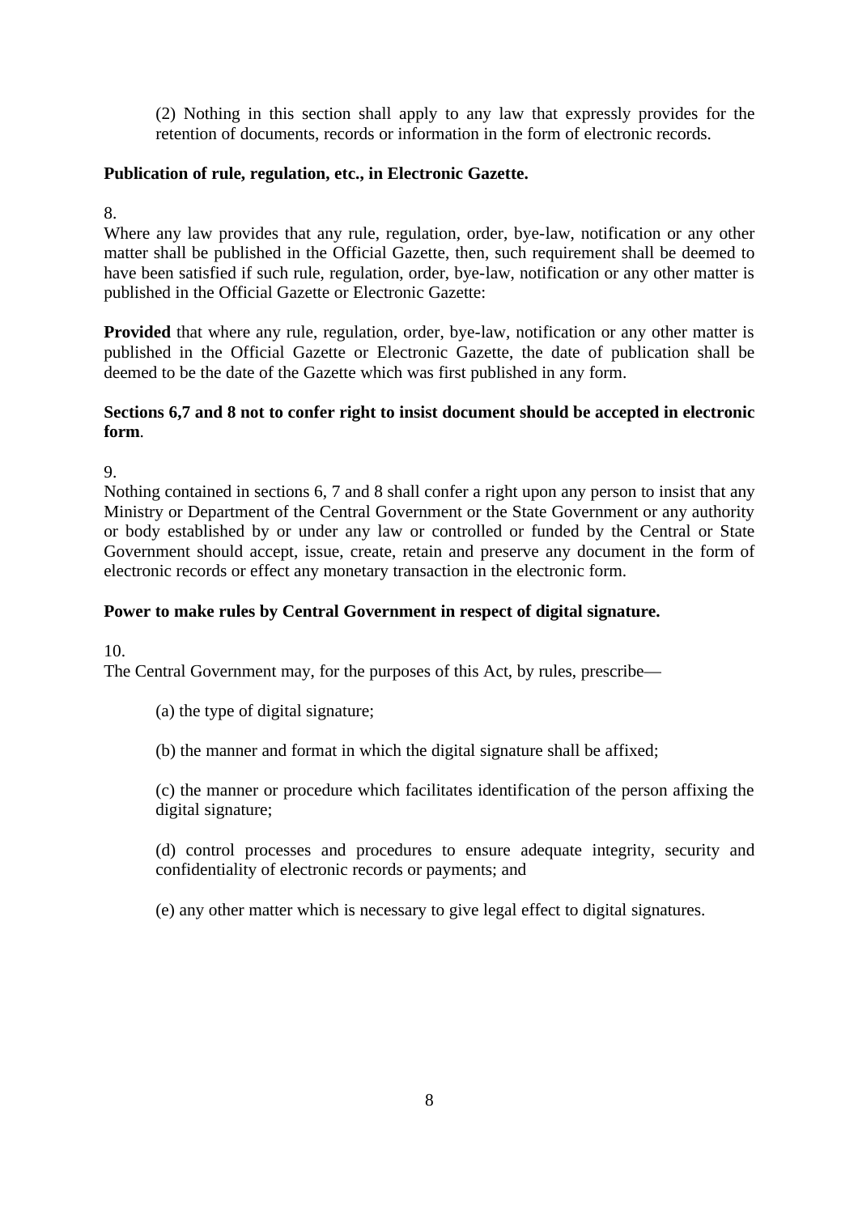(2) Nothing in this section shall apply to any law that expressly provides for the retention of documents, records or information in the form of electronic records.

**Publication of rule, regulation, etc., in Electronic Gazette.**

8.

Where any law provides that any rule, regulation, order, bye-law, notification or any other matter shall be published in the Official Gazette, then, such requirement shall be deemed to have been satisfied if such rule, regulation, order, bye-law, notification or any other matter is published in the Official Gazette or Electronic Gazette:

**Provided** that where any rule, regulation, order, bye-law, notification or any other matter is published in the Official Gazette or Electronic Gazette, the date of publication shall be deemed to be the date of the Gazette which was first published in any form.

**Sections 6,7 and 8 not to confer right to insist document should be accepted in electronic form**.

9.

Nothing contained in sections 6, 7 and 8 shall confer a right upon any person to insist that any Ministry or Department of the Central Government or the State Government or any authority or body established by or under any law or controlled or funded by the Central or State Government should accept, issue, create, retain and preserve any document in the form of electronic records or effect any monetary transaction in the electronic form.

**Power to make rules by Central Government in respect of digital signature.**

10.

The Central Government may, for the purposes of this Act, by rules, prescribe—

(a) the type of digital signature;

(b) the manner and format in which the digital signature shall be affixed;

(c) the manner or procedure which facilitates identification of the person affixing the digital signature;

(d) control processes and procedures to ensure adequate integrity, security and confidentiality of electronic records or payments; and

(e) any other matter which is necessary to give legal effect to digital signatures.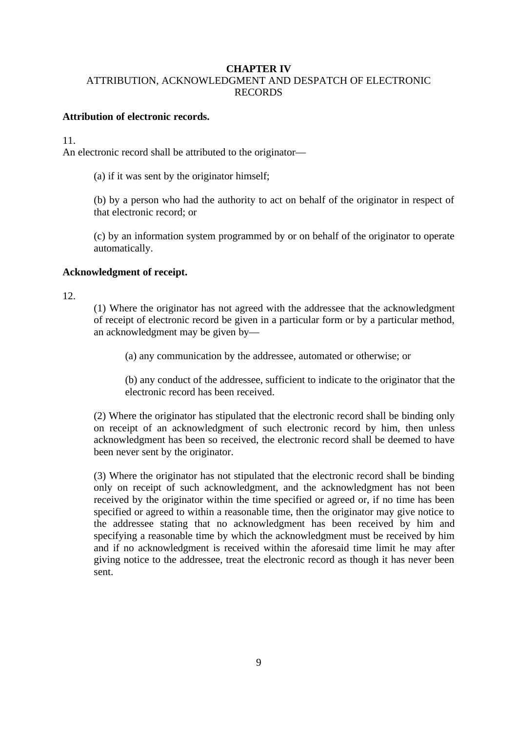## CHAPTER IV

ATTRIBUTION, ACKNOWLEDGMENT AND DESPATCH OF ELECTRONIC RECORDS

**Attribution of electronic records.**

11.

An electronic record shall be attributed to the originator—

(a) if it was sent by the originator himself;

(b) by a person who had the authority to act on behalf of the originator in respect of that electronic record; or

(c) by an information system programmed by or on behalf of the originator to operate automatically.

**Acknowledgment of receipt.**

12.

(1) Where the originator has not agreed with the addressee that the acknowledgment of receipt of electronic record be given in a particular form or by a particular method, an acknowledgment may be given by—

(a) any communication by the addressee, automated or otherwise; or

(b) any conduct of the addressee, sufficient to indicate to the originator that the electronic record has been received.

(2) Where the originator has stipulated that the electronic record shall be binding only on receipt of an acknowledgment of such electronic record by him, then unless acknowledgment has been so received, the electronic record shall be deemed to have been never sent by the originator.

(3) Where the originator has not stipulated that the electronic record shall be binding only on receipt of such acknowledgment, and the acknowledgment has not been received by the originator within the time specified or agreed or, if no time has been specified or agreed to within a reasonable time, then the originator may give notice to the addressee stating that no acknowledgment has been received by him and specifying a reasonable time by which the acknowledgment must be received by him and if no acknowledgment is received within the aforesaid time limit he may after giving notice to the addressee, treat the electronic record as though it has never been sent.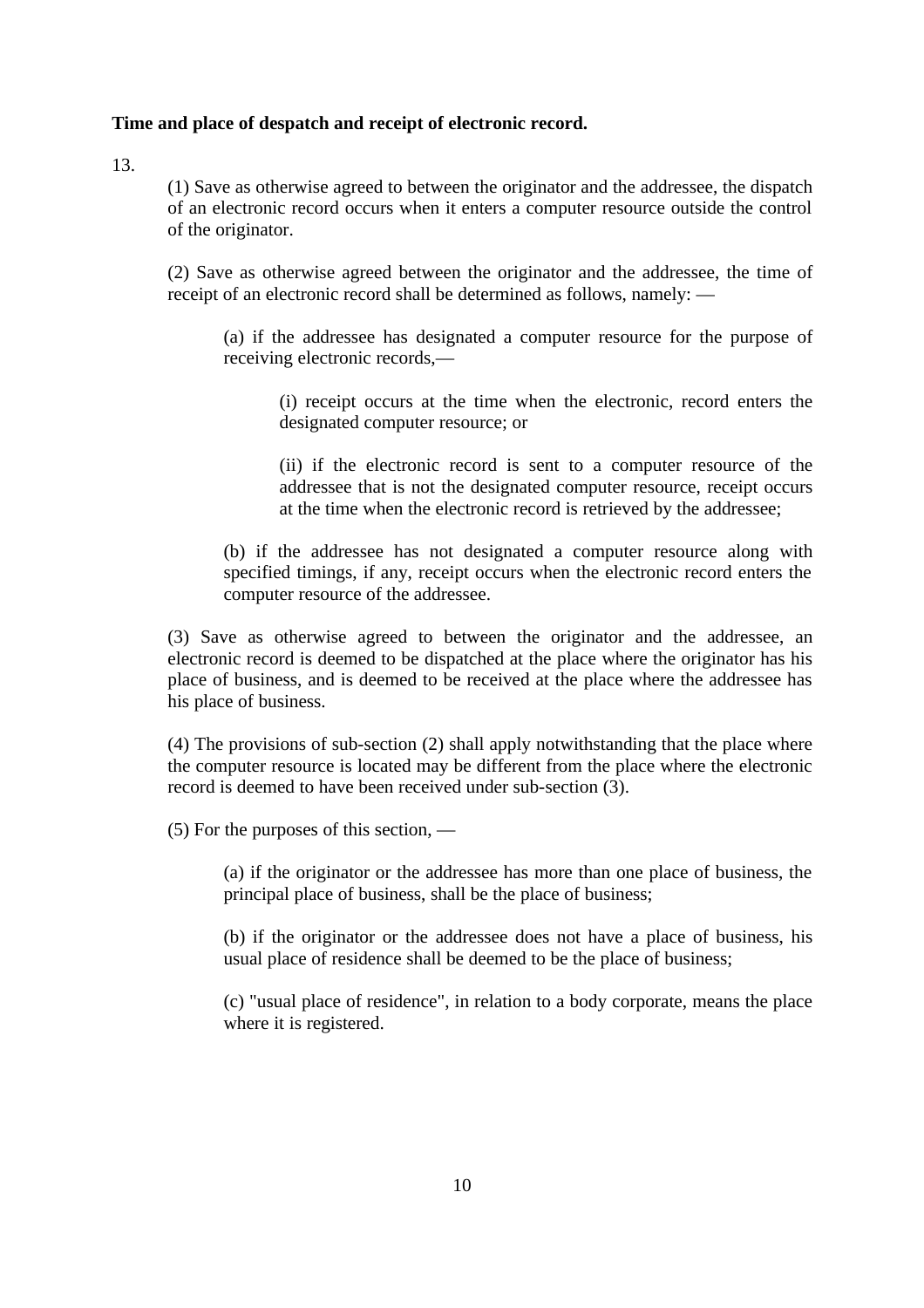**Time and place of despatch and receipt of electronic record.**

13.

(1) Save as otherwise agreed to between the originator and the addressee, the dispatch of an electronic record occurs when it enters a computer resource outside the control of the originator.

(2) Save as otherwise agreed between the originator and the addressee, the time of receipt of an electronic record shall be determined as follows, namely: —

(a) if the addressee has designated a computer resource for the purpose of receiving electronic records,—

(i) receipt occurs at the time when the electronic, record enters the designated computer resource; or

(ii) if the electronic record is sent to a computer resource of the addressee that is not the designated computer resource, receipt occurs at the time when the electronic record is retrieved by the addressee;

(b) if the addressee has not designated a computer resource along with specified timings, if any, receipt occurs when the electronic record enters the computer resource of the addressee.

(3) Save as otherwise agreed to between the originator and the addressee, an electronic record is deemed to be dispatched at the place where the originator has his place of business, and is deemed to be received at the place where the addressee has his place of business.

(4) The provisions of sub-section (2) shall apply notwithstanding that the place where the computer resource is located may be different from the place where the electronic record is deemed to have been received under sub-section (3).

(5) For the purposes of this section, —

(a) if the originator or the addressee has more than one place of business, the principal place of business, shall be the place of business;

(b) if the originator or the addressee does not have a place of business, his usual place of residence shall be deemed to be the place of business;

(c) "usual place of residence", in relation to a body corporate, means the place where it is registered.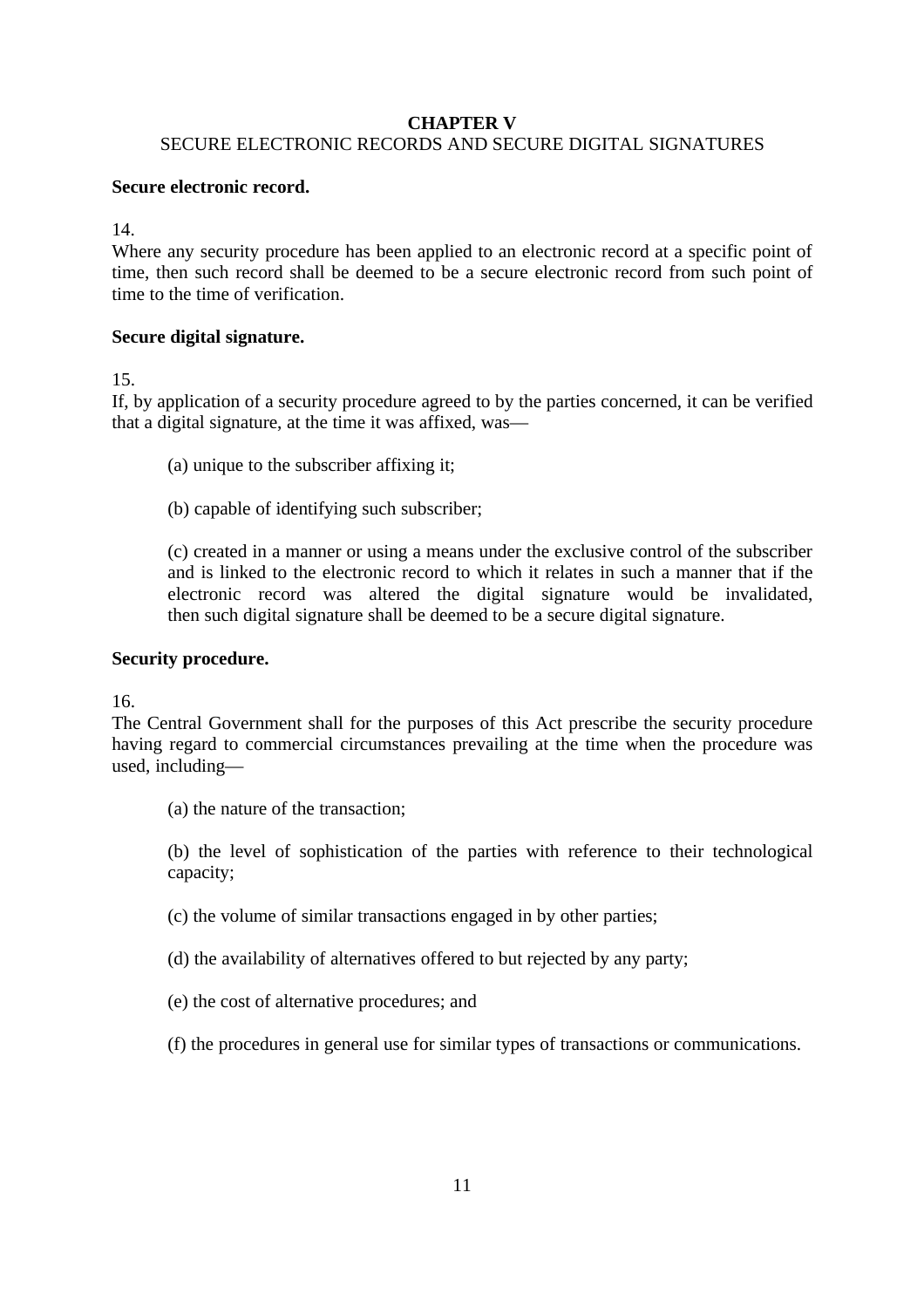**CHAPTER V**

SECURE ELECTRONIC RECORDS AND SECURE DIGITAL SIGNATURES

**Secure electronic record.**

14.

Where any security procedure has been applied to an electronic record at a specific point of time, then such record shall be deemed to be a secure electronic record from such point of time to the time of verification.

**Secure digital signature.**

15.

If, by application of a security procedure agreed to by the parties concerned, it can be verified that a digital signature, at the time it was affixed, was—

(a) unique to the subscriber affixing it;

(b) capable of identifying such subscriber;

(c) created in a manner or using a means under the exclusive control of the subscriber and is linked to the electronic record to which it relates in such a manner that if the electronic record was altered the digital signature would be invalidated, then such digital signature shall be deemed to be a secure digital signature.

**Security procedure.**

16.

The Central Government shall for the purposes of this Act prescribe the security procedure having regard to commercial circumstances prevailing at the time when the procedure was used, including—

(a) the nature of the transaction;

(b) the level of sophistication of the parties with reference to their technological capacity;

(c) the volume of similar transactions engaged in by other parties;

(d) the availability of alternatives offered to but rejected by any party;

(e) the cost of alternative procedures; and

(f) the procedures in general use for similar types of transactions or communications.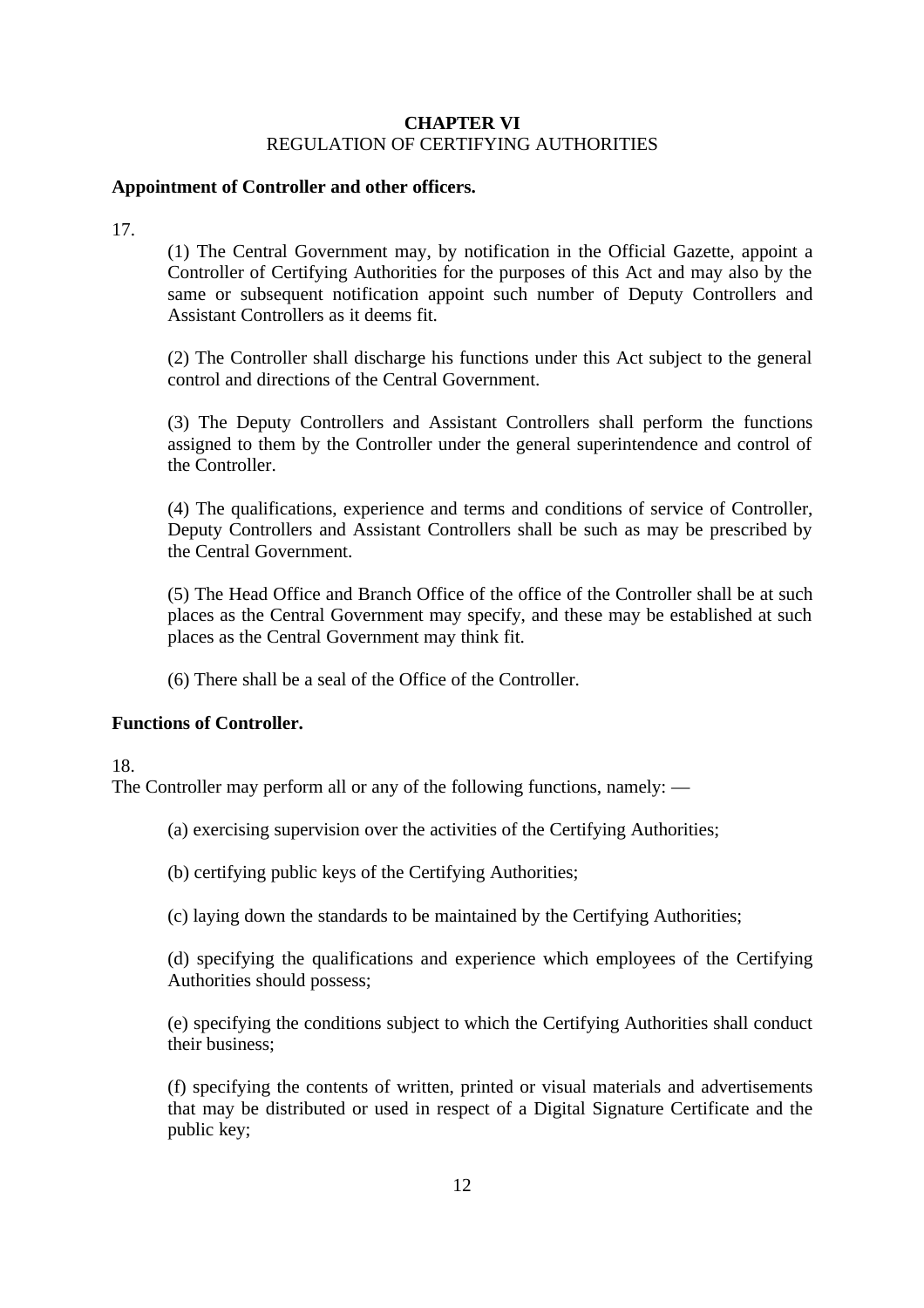## CHAPTER VI

REGULATION OF CERTIFYING AUTHORITIES

**Appointment of Controller and other officers.**

17.

(1) The Central Government may, by notification in the Official Gazette, appoint a Controller of Certifying Authorities for the purposes of this Act and may also by the same or subsequent notification appoint such number of Deputy Controllers and Assistant Controllers as it deems fit.

(2) The Controller shall discharge his functions under this Act subject to the general control and directions of the Central Government.

(3) The Deputy Controllers and Assistant Controllers shall perform the functions assigned to them by the Controller under the general superintendence and control of the Controller.

(4) The qualifications, experience and terms and conditions of service of Controller, Deputy Controllers and Assistant Controllers shall be such as may be prescribed by the Central Government.

(5) The Head Office and Branch Office of the office of the Controller shall be at such places as the Central Government may specify, and these may be established at such places as the Central Government may think fit.

(6) There shall be a seal of the Office of the Controller.

**Functions of Controller.**

18.

The Controller may perform all or any of the following functions, namely: —

(a) exercising supervision over the activities of the Certifying Authorities;

(b) certifying public keys of the Certifying Authorities;

(c) laying down the standards to be maintained by the Certifying Authorities;

(d) specifying the qualifications and experience which employees of the Certifying Authorities should possess;

(e) specifying the conditions subject to which the Certifying Authorities shall conduct their business;

(f) specifying the contents of written, printed or visual materials and advertisements that may be distributed or used in respect of a Digital Signature Certificate and the public key;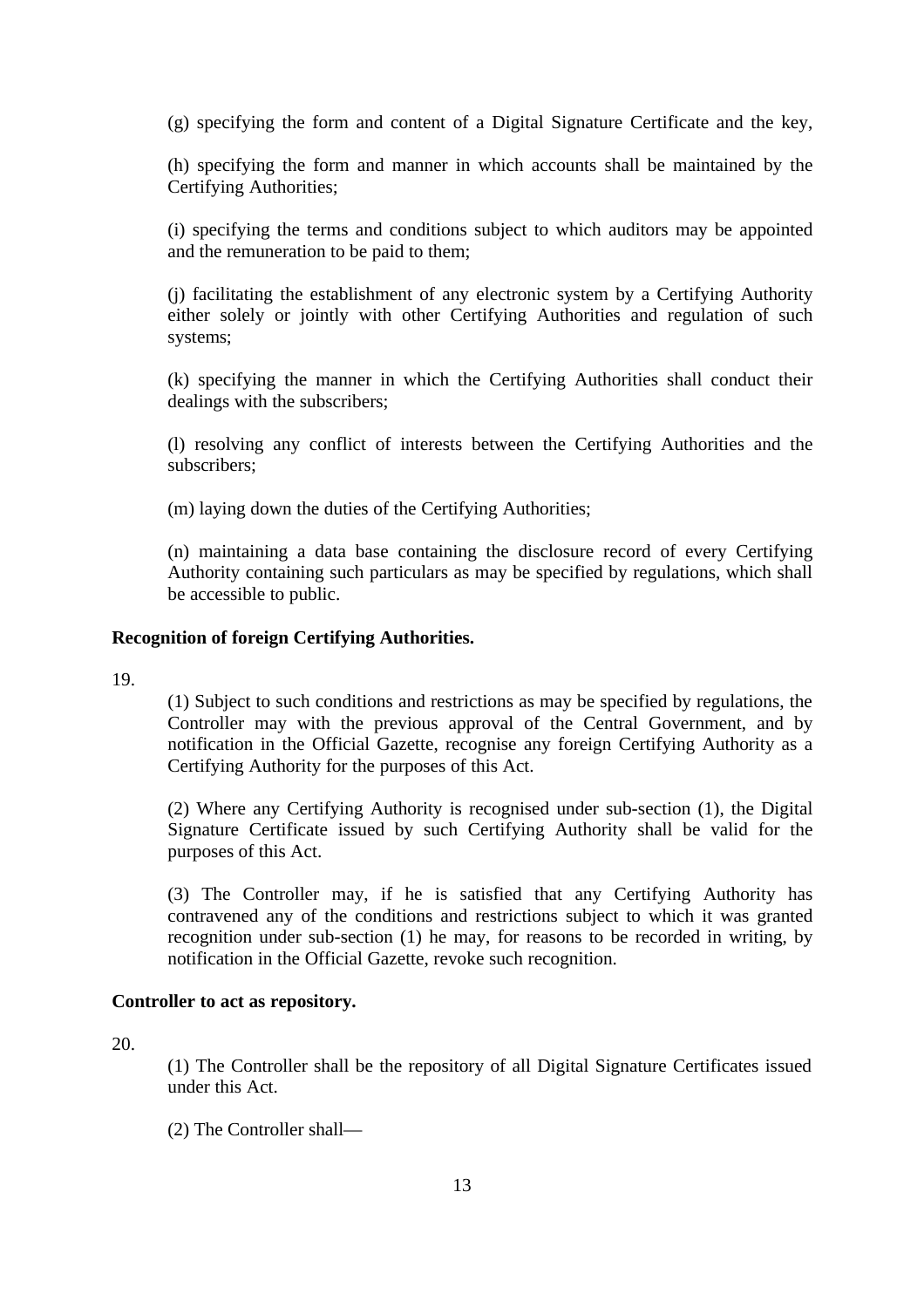(g) specifying the form and content of a Digital Signature Certificate and the key,

(h) specifying the form and manner in which accounts shall be maintained by the Certifying Authorities;

(i) specifying the terms and conditions subject to which auditors may be appointed and the remuneration to be paid to them;

(j) facilitating the establishment of any electronic system by a Certifying Authority either solely or jointly with other Certifying Authorities and regulation of such systems;

(k) specifying the manner in which the Certifying Authorities shall conduct their dealings with the subscribers;

(l) resolving any conflict of interests between the Certifying Authorities and the subscribers;

(m) laying down the duties of the Certifying Authorities;

(n) maintaining a data base containing the disclosure record of every Certifying Authority containing such particulars as may be specified by regulations, which shall be accessible to public.

**Recognition of foreign Certifying Authorities.**

19.

(1) Subject to such conditions and restrictions as may be specified by regulations, the Controller may with the previous approval of the Central Government, and by notification in the Official Gazette, recognise any foreign Certifying Authority as a Certifying Authority for the purposes of this Act.

(2) Where any Certifying Authority is recognised under sub-section (1), the Digital Signature Certificate issued by such Certifying Authority shall be valid for the purposes of this Act.

(3) The Controller may, if he is satisfied that any Certifying Authority has contravened any of the conditions and restrictions subject to which it was granted recognition under sub-section (1) he may, for reasons to be recorded in writing, by notification in the Official Gazette, revoke such recognition.

**Controller to act as repository.**

20.

(1) The Controller shall be the repository of all Digital Signature Certificates issued under this Act.

(2) The Controller shall—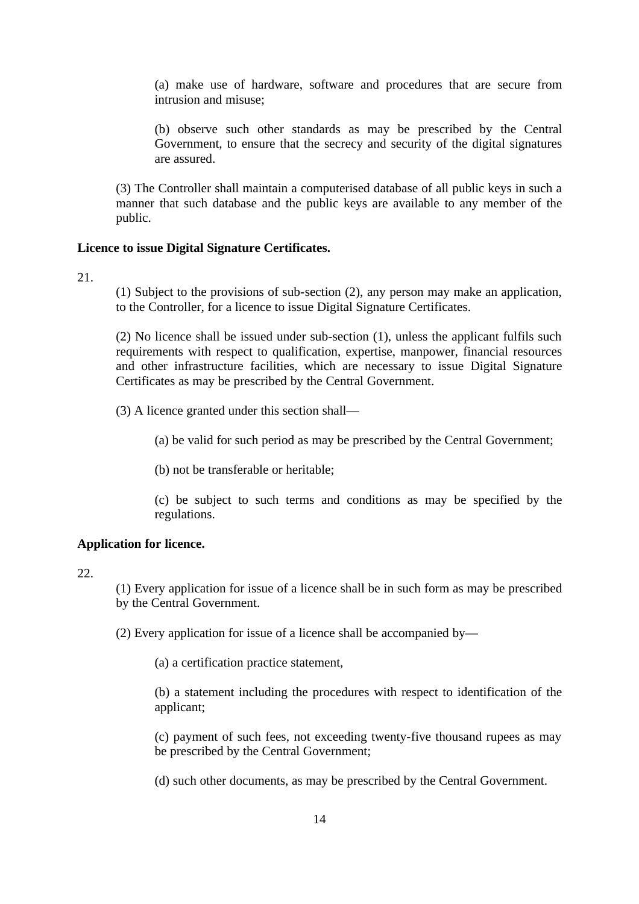(a) make use of hardware, software and procedures that are secure from intrusion and misuse;

(b) observe such other standards as may be prescribed by the Central Government, to ensure that the secrecy and security of the digital signatures are assured.

(3) The Controller shall maintain a computerised database of all public keys in such a manner that such database and the public keys are available to any member of the public.

**Licence to issue Digital Signature Certificates.**

21.

(1) Subject to the provisions of sub-section (2), any person may make an application, to the Controller, for a licence to issue Digital Signature Certificates.

(2) No licence shall be issued under sub-section (1), unless the applicant fulfils such requirements with respect to qualification, expertise, manpower, financial resources and other infrastructure facilities, which are necessary to issue Digital Signature Certificates as may be prescribed by the Central Government.

(3) A licence granted under this section shall—

(a) be valid for such period as may be prescribed by the Central Government;

(b) not be transferable or heritable;

(c) be subject to such terms and conditions as may be specified by the regulations.

**Application for licence.**

22.

(1) Every application for issue of a licence shall be in such form as may be prescribed by the Central Government.

(2) Every application for issue of a licence shall be accompanied by—

(a) a certification practice statement,

(b) a statement including the procedures with respect to identification of the applicant;

(c) payment of such fees, not exceeding twenty-five thousand rupees as may be prescribed by the Central Government;

(d) such other documents, as may be prescribed by the Central Government.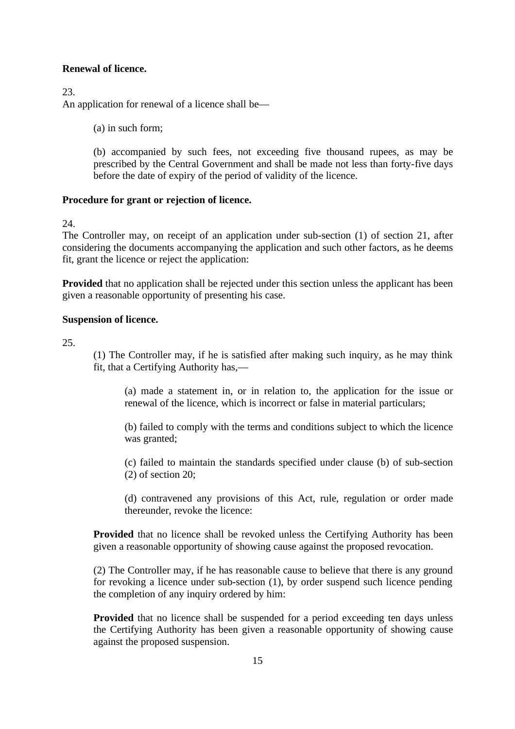**Renewal of licence.**

23.
An application for renewal of a licence shall be—

(a) in such form;

(b) accompanied by such fees, not exceeding five thousand rupees, as may be prescribed by the Central Government and shall be made not less than forty-five days before the date of expiry of the period of validity of the licence.

**Procedure for grant or rejection of licence.**

24.
The Controller may, on receipt of an application under sub-section (1) of section 21, after considering the documents accompanying the application and such other factors, as he deems fit, grant the licence or reject the application:

**Provided** that no application shall be rejected under this section unless the applicant has been given a reasonable opportunity of presenting his case.

**Suspension of licence.**

25.

(1) The Controller may, if he is satisfied after making such inquiry, as he may think fit, that a Certifying Authority has,—

(a) made a statement in, or in relation to, the application for the issue or renewal of the licence, which is incorrect or false in material particulars;

(b) failed to comply with the terms and conditions subject to which the licence was granted;

(c) failed to maintain the standards specified under clause (b) of sub-section (2) of section 20;

(d) contravened any provisions of this Act, rule, regulation or order made thereunder, revoke the licence:

**Provided** that no licence shall be revoked unless the Certifying Authority has been given a reasonable opportunity of showing cause against the proposed revocation.

(2) The Controller may, if he has reasonable cause to believe that there is any ground for revoking a licence under sub-section (1), by order suspend such licence pending the completion of any inquiry ordered by him:

**Provided** that no licence shall be suspended for a period exceeding ten days unless the Certifying Authority has been given a reasonable opportunity of showing cause against the proposed suspension.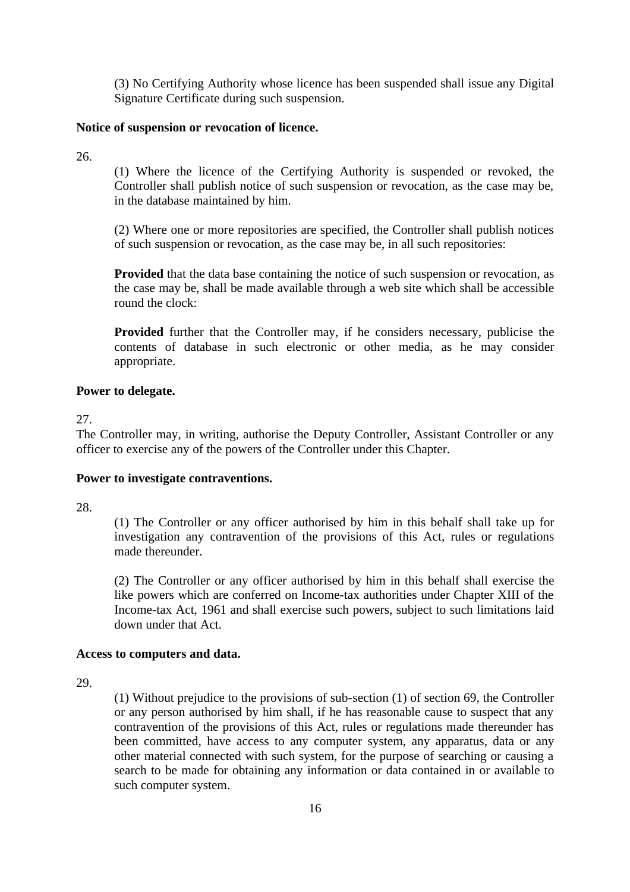(3) No Certifying Authority whose licence has been suspended shall issue any Digital Signature Certificate during such suspension.

**Notice of suspension or revocation of licence.**

26.

(1) Where the licence of the Certifying Authority is suspended or revoked, the Controller shall publish notice of such suspension or revocation, as the case may be, in the database maintained by him.

(2) Where one or more repositories are specified, the Controller shall publish notices of such suspension or revocation, as the case may be, in all such repositories:

**Provided** that the data base containing the notice of such suspension or revocation, as the case may be, shall be made available through a web site which shall be accessible round the clock:

**Provided** further that the Controller may, if he considers necessary, publicise the contents of database in such electronic or other media, as he may consider appropriate.

**Power to delegate.**

27.

The Controller may, in writing, authorise the Deputy Controller, Assistant Controller or any officer to exercise any of the powers of the Controller under this Chapter.

**Power to investigate contraventions.**

28.

(1) The Controller or any officer authorised by him in this behalf shall take up for investigation any contravention of the provisions of this Act, rules or regulations made thereunder.

(2) The Controller or any officer authorised by him in this behalf shall exercise the like powers which are conferred on Income-tax authorities under Chapter XIII of the Income-tax Act, 1961 and shall exercise such powers, subject to such limitations laid down under that Act.

**Access to computers and data.**

29.

(1) Without prejudice to the provisions of sub-section (1) of section 69, the Controller or any person authorised by him shall, if he has reasonable cause to suspect that any contravention of the provisions of this Act, rules or regulations made thereunder has been committed, have access to any computer system, any apparatus, data or any other material connected with such system, for the purpose of searching or causing a search to be made for obtaining any information or data contained in or available to such computer system.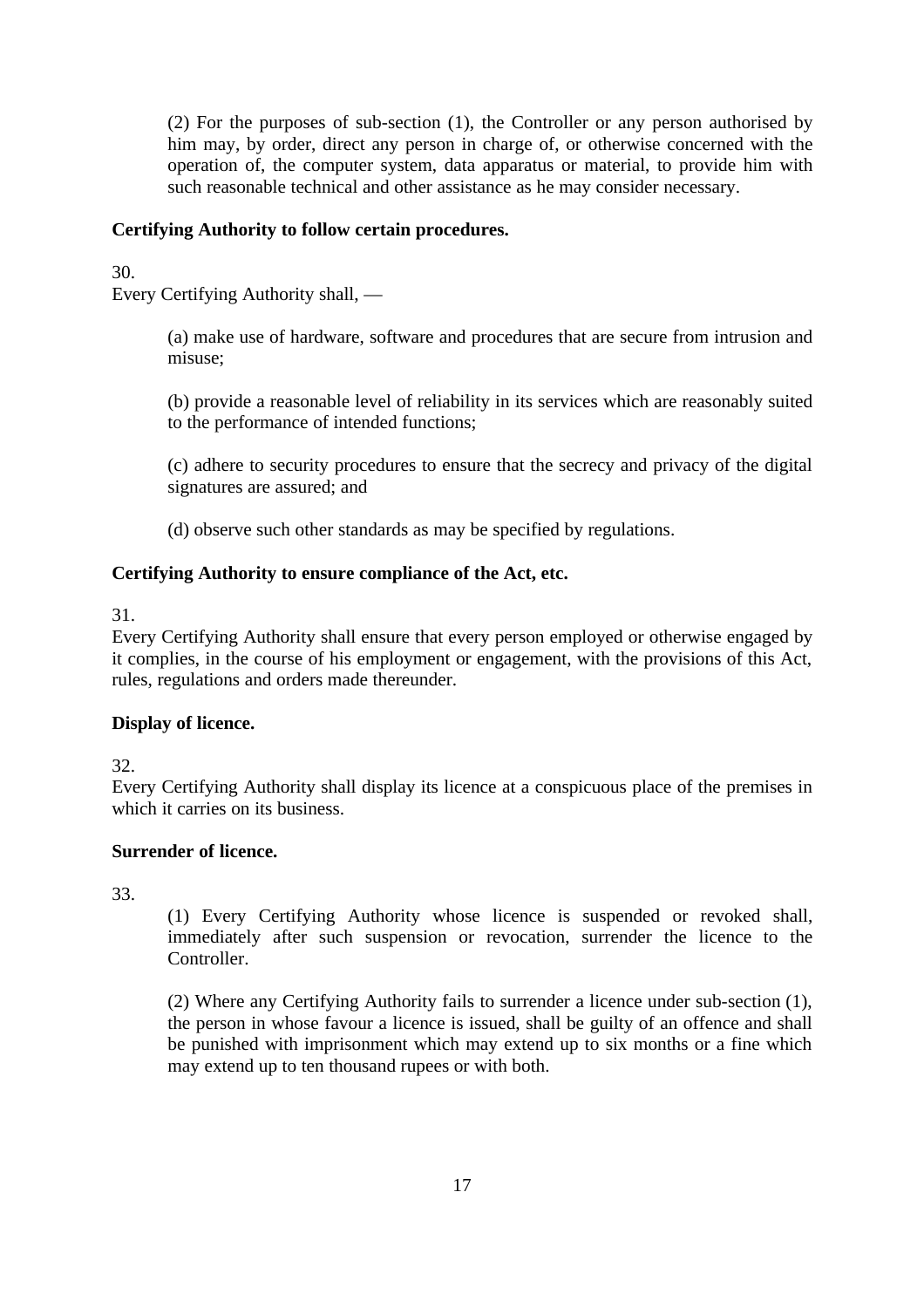(2) For the purposes of sub-section (1), the Controller or any person authorised by him may, by order, direct any person in charge of, or otherwise concerned with the operation of, the computer system, data apparatus or material, to provide him with such reasonable technical and other assistance as he may consider necessary.

**Certifying Authority to follow certain procedures.**

30.
Every Certifying Authority shall, —

(a) make use of hardware, software and procedures that are secure from intrusion and misuse;

(b) provide a reasonable level of reliability in its services which are reasonably suited to the performance of intended functions;

(c) adhere to security procedures to ensure that the secrecy and privacy of the digital signatures are assured; and

(d) observe such other standards as may be specified by regulations.

**Certifying Authority to ensure compliance of the Act, etc.**

31.
Every Certifying Authority shall ensure that every person employed or otherwise engaged by it complies, in the course of his employment or engagement, with the provisions of this Act, rules, regulations and orders made thereunder.

**Display of licence.**

32.
Every Certifying Authority shall display its licence at a conspicuous place of the premises in which it carries on its business.

**Surrender of licence.**

33.

(1) Every Certifying Authority whose licence is suspended or revoked shall, immediately after such suspension or revocation, surrender the licence to the Controller.

(2) Where any Certifying Authority fails to surrender a licence under sub-section (1), the person in whose favour a licence is issued, shall be guilty of an offence and shall be punished with imprisonment which may extend up to six months or a fine which may extend up to ten thousand rupees or with both.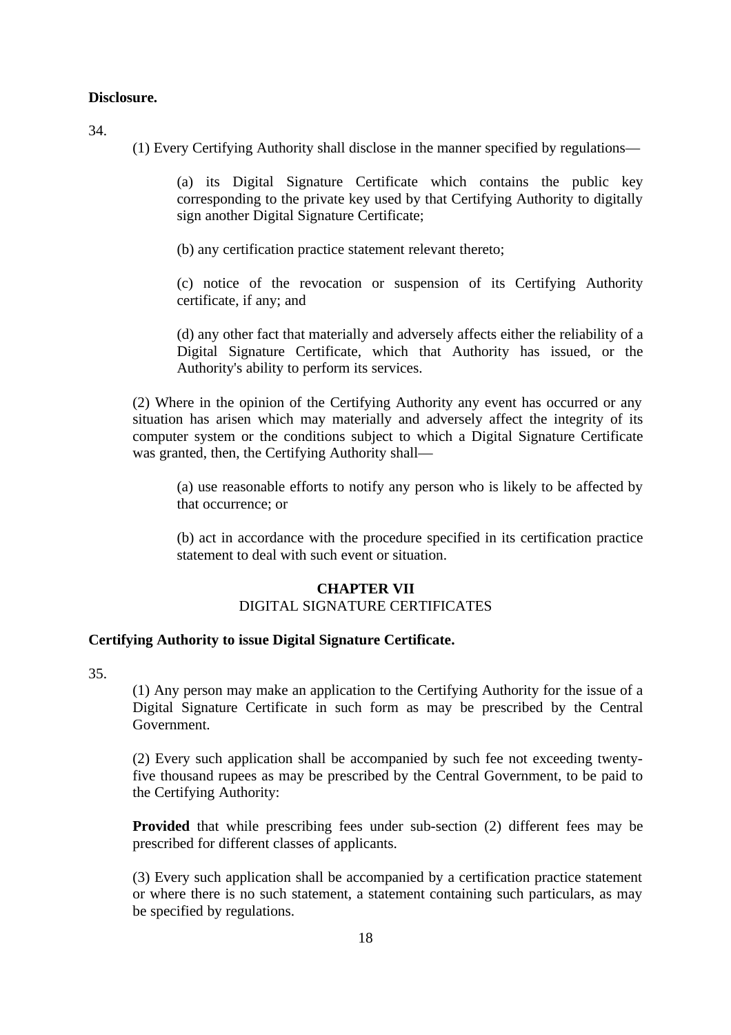**Disclosure.**

34.

(1) Every Certifying Authority shall disclose in the manner specified by regulations—

(a) its Digital Signature Certificate which contains the public key corresponding to the private key used by that Certifying Authority to digitally sign another Digital Signature Certificate;

(b) any certification practice statement relevant thereto;

(c) notice of the revocation or suspension of its Certifying Authority certificate, if any; and

(d) any other fact that materially and adversely affects either the reliability of a Digital Signature Certificate, which that Authority has issued, or the Authority's ability to perform its services.

(2) Where in the opinion of the Certifying Authority any event has occurred or any situation has arisen which may materially and adversely affect the integrity of its computer system or the conditions subject to which a Digital Signature Certificate was granted, then, the Certifying Authority shall—

(a) use reasonable efforts to notify any person who is likely to be affected by that occurrence; or

(b) act in accordance with the procedure specified in its certification practice statement to deal with such event or situation.

## CHAPTER VII
DIGITAL SIGNATURE CERTIFICATES

**Certifying Authority to issue Digital Signature Certificate.**

35.

(1) Any person may make an application to the Certifying Authority for the issue of a Digital Signature Certificate in such form as may be prescribed by the Central Government.

(2) Every such application shall be accompanied by such fee not exceeding twenty-five thousand rupees as may be prescribed by the Central Government, to be paid to the Certifying Authority:

**Provided** that while prescribing fees under sub-section (2) different fees may be prescribed for different classes of applicants.

(3) Every such application shall be accompanied by a certification practice statement or where there is no such statement, a statement containing such particulars, as may be specified by regulations.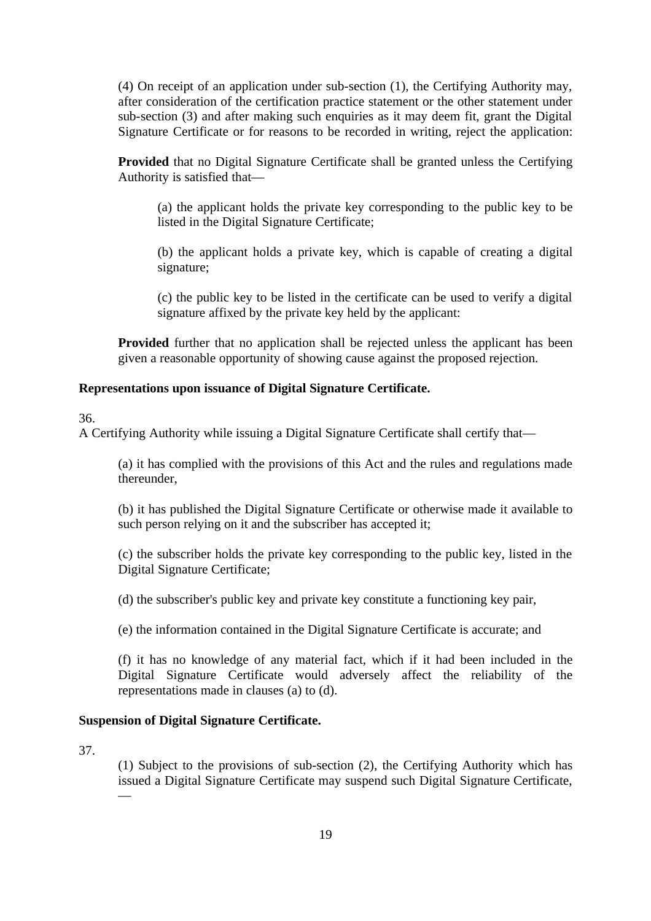(4) On receipt of an application under sub-section (1), the Certifying Authority may, after consideration of the certification practice statement or the other statement under sub-section (3) and after making such enquiries as it may deem fit, grant the Digital Signature Certificate or for reasons to be recorded in writing, reject the application:

**Provided** that no Digital Signature Certificate shall be granted unless the Certifying Authority is satisfied that—

(a) the applicant holds the private key corresponding to the public key to be listed in the Digital Signature Certificate;

(b) the applicant holds a private key, which is capable of creating a digital signature;

(c) the public key to be listed in the certificate can be used to verify a digital signature affixed by the private key held by the applicant:

**Provided** further that no application shall be rejected unless the applicant has been given a reasonable opportunity of showing cause against the proposed rejection.

**Representations upon issuance of Digital Signature Certificate.**

36.
A Certifying Authority while issuing a Digital Signature Certificate shall certify that—

(a) it has complied with the provisions of this Act and the rules and regulations made thereunder,

(b) it has published the Digital Signature Certificate or otherwise made it available to such person relying on it and the subscriber has accepted it;

(c) the subscriber holds the private key corresponding to the public key, listed in the Digital Signature Certificate;

(d) the subscriber's public key and private key constitute a functioning key pair,

(e) the information contained in the Digital Signature Certificate is accurate; and

(f) it has no knowledge of any material fact, which if it had been included in the Digital Signature Certificate would adversely affect the reliability of the representations made in clauses (a) to (d).

**Suspension of Digital Signature Certificate.**

37.

(1) Subject to the provisions of sub-section (2), the Certifying Authority which has issued a Digital Signature Certificate may suspend such Digital Signature Certificate, —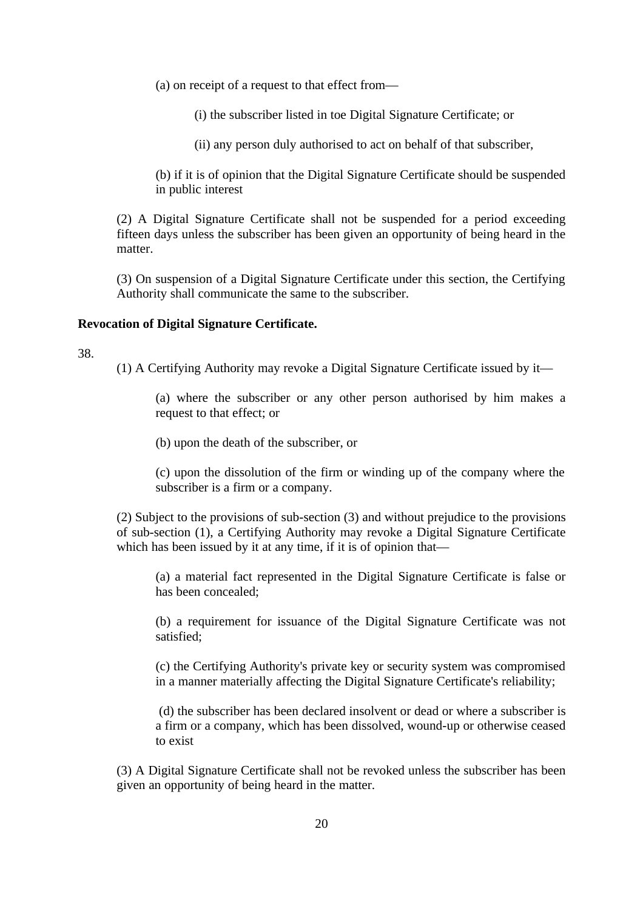(a) on receipt of a request to that effect from—

(i) the subscriber listed in toe Digital Signature Certificate; or

(ii) any person duly authorised to act on behalf of that subscriber,

(b) if it is of opinion that the Digital Signature Certificate should be suspended in public interest

(2) A Digital Signature Certificate shall not be suspended for a period exceeding fifteen days unless the subscriber has been given an opportunity of being heard in the matter.

(3) On suspension of a Digital Signature Certificate under this section, the Certifying Authority shall communicate the same to the subscriber.

**Revocation of Digital Signature Certificate.**

38.

(1) A Certifying Authority may revoke a Digital Signature Certificate issued by it—

(a) where the subscriber or any other person authorised by him makes a request to that effect; or

(b) upon the death of the subscriber, or

(c) upon the dissolution of the firm or winding up of the company where the subscriber is a firm or a company.

(2) Subject to the provisions of sub-section (3) and without prejudice to the provisions of sub-section (1), a Certifying Authority may revoke a Digital Signature Certificate which has been issued by it at any time, if it is of opinion that—

(a) a material fact represented in the Digital Signature Certificate is false or has been concealed;

(b) a requirement for issuance of the Digital Signature Certificate was not satisfied;

(c) the Certifying Authority's private key or security system was compromised in a manner materially affecting the Digital Signature Certificate's reliability;

(d) the subscriber has been declared insolvent or dead or where a subscriber is a firm or a company, which has been dissolved, wound-up or otherwise ceased to exist

(3) A Digital Signature Certificate shall not be revoked unless the subscriber has been given an opportunity of being heard in the matter.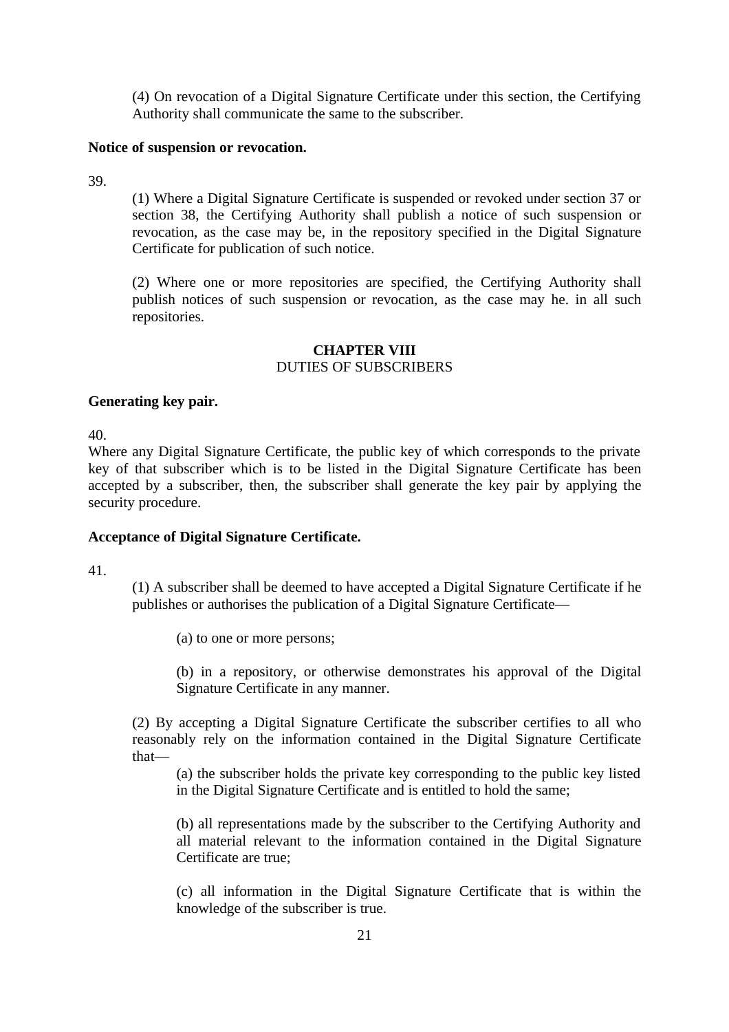(4) On revocation of a Digital Signature Certificate under this section, the Certifying Authority shall communicate the same to the subscriber.

**Notice of suspension or revocation.**

39.

(1) Where a Digital Signature Certificate is suspended or revoked under section 37 or section 38, the Certifying Authority shall publish a notice of such suspension or revocation, as the case may be, in the repository specified in the Digital Signature Certificate for publication of such notice.

(2) Where one or more repositories are specified, the Certifying Authority shall publish notices of such suspension or revocation, as the case may he. in all such repositories.

## CHAPTER VIII
DUTIES OF SUBSCRIBERS

**Generating key pair.**

40.

Where any Digital Signature Certificate, the public key of which corresponds to the private key of that subscriber which is to be listed in the Digital Signature Certificate has been accepted by a subscriber, then, the subscriber shall generate the key pair by applying the security procedure.

**Acceptance of Digital Signature Certificate.**

41.

(1) A subscriber shall be deemed to have accepted a Digital Signature Certificate if he publishes or authorises the publication of a Digital Signature Certificate—

(a) to one or more persons;

(b) in a repository, or otherwise demonstrates his approval of the Digital Signature Certificate in any manner.

(2) By accepting a Digital Signature Certificate the subscriber certifies to all who reasonably rely on the information contained in the Digital Signature Certificate that—

(a) the subscriber holds the private key corresponding to the public key listed in the Digital Signature Certificate and is entitled to hold the same;

(b) all representations made by the subscriber to the Certifying Authority and all material relevant to the information contained in the Digital Signature Certificate are true;

(c) all information in the Digital Signature Certificate that is within the knowledge of the subscriber is true.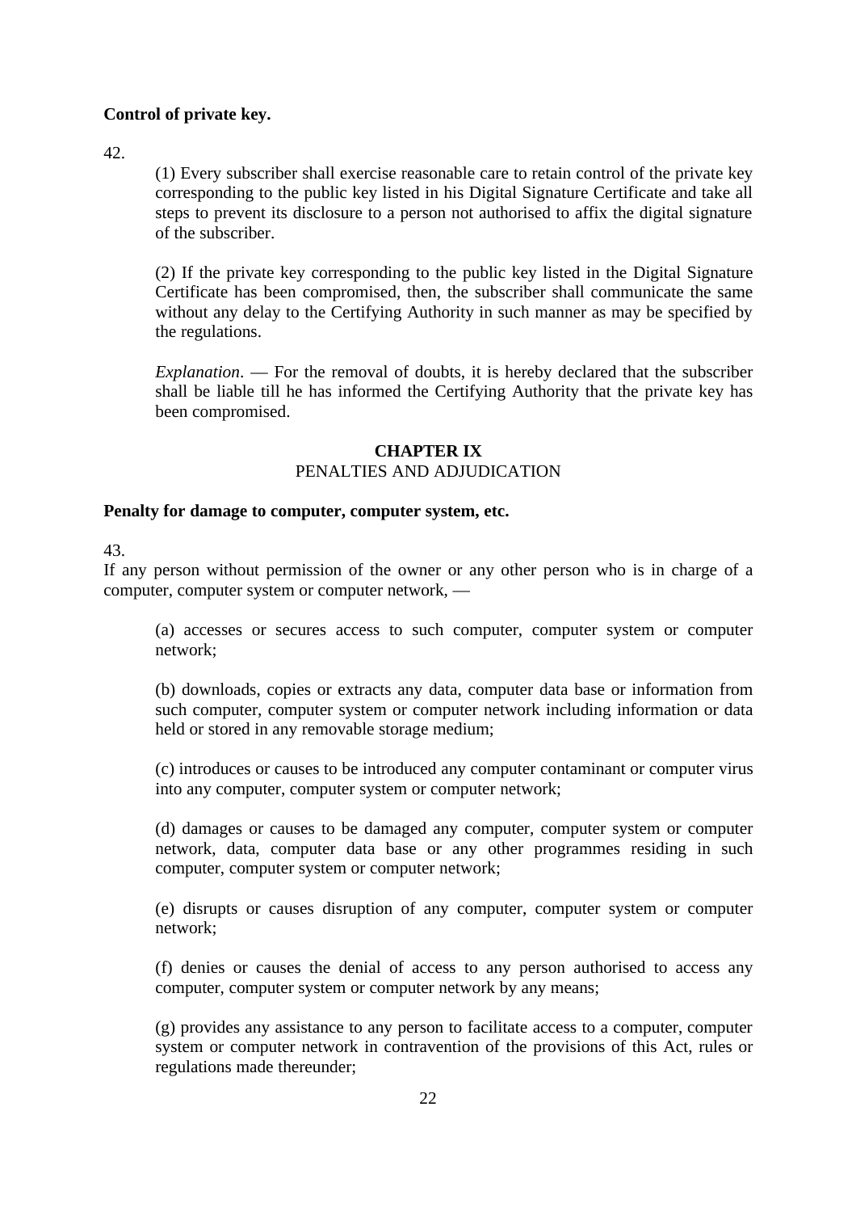**Control of private key.**

42.

(1) Every subscriber shall exercise reasonable care to retain control of the private key corresponding to the public key listed in his Digital Signature Certificate and take all steps to prevent its disclosure to a person not authorised to affix the digital signature of the subscriber.

(2) If the private key corresponding to the public key listed in the Digital Signature Certificate has been compromised, then, the subscriber shall communicate the same without any delay to the Certifying Authority in such manner as may be specified by the regulations.

*Explanation*. — For the removal of doubts, it is hereby declared that the subscriber shall be liable till he has informed the Certifying Authority that the private key has been compromised.

## CHAPTER IX
PENALTIES AND ADJUDICATION

**Penalty for damage to computer, computer system, etc.**

43.

If any person without permission of the owner or any other person who is in charge of a computer, computer system or computer network, —

(a) accesses or secures access to such computer, computer system or computer network;

(b) downloads, copies or extracts any data, computer data base or information from such computer, computer system or computer network including information or data held or stored in any removable storage medium;

(c) introduces or causes to be introduced any computer contaminant or computer virus into any computer, computer system or computer network;

(d) damages or causes to be damaged any computer, computer system or computer network, data, computer data base or any other programmes residing in such computer, computer system or computer network;

(e) disrupts or causes disruption of any computer, computer system or computer network;

(f) denies or causes the denial of access to any person authorised to access any computer, computer system or computer network by any means;

(g) provides any assistance to any person to facilitate access to a computer, computer system or computer network in contravention of the provisions of this Act, rules or regulations made thereunder;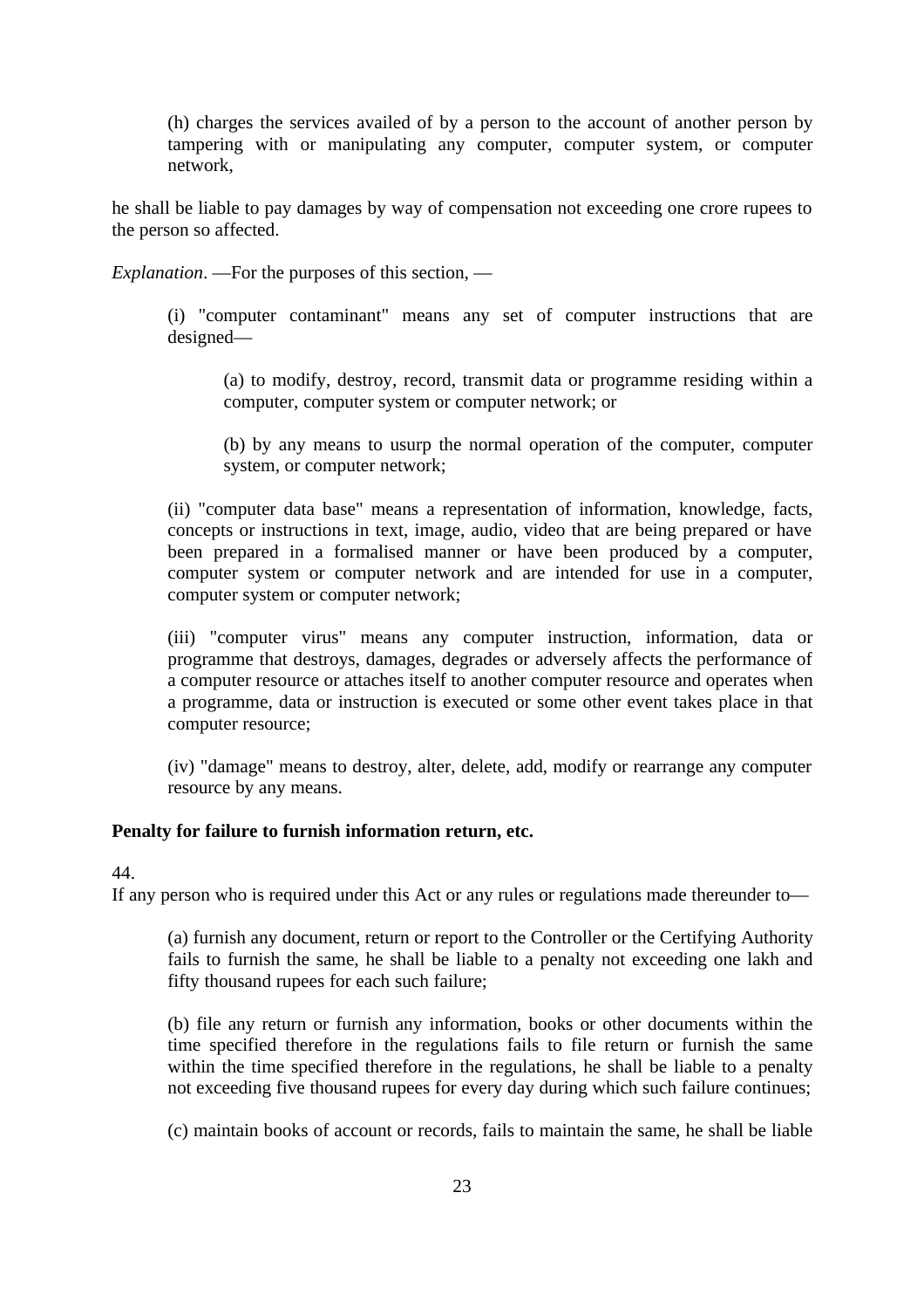(h) charges the services availed of by a person to the account of another person by tampering with or manipulating any computer, computer system, or computer network,

he shall be liable to pay damages by way of compensation not exceeding one crore rupees to the person so affected.

*Explanation*. —For the purposes of this section, —

(i) "computer contaminant" means any set of computer instructions that are designed—

(a) to modify, destroy, record, transmit data or programme residing within a computer, computer system or computer network; or

(b) by any means to usurp the normal operation of the computer, computer system, or computer network;

(ii) "computer data base" means a representation of information, knowledge, facts, concepts or instructions in text, image, audio, video that are being prepared or have been prepared in a formalised manner or have been produced by a computer, computer system or computer network and are intended for use in a computer, computer system or computer network;

(iii) "computer virus" means any computer instruction, information, data or programme that destroys, damages, degrades or adversely affects the performance of a computer resource or attaches itself to another computer resource and operates when a programme, data or instruction is executed or some other event takes place in that computer resource;

(iv) "damage" means to destroy, alter, delete, add, modify or rearrange any computer resource by any means.

**Penalty for failure to furnish information return, etc.**

44.
If any person who is required under this Act or any rules or regulations made thereunder to—

(a) furnish any document, return or report to the Controller or the Certifying Authority fails to furnish the same, he shall be liable to a penalty not exceeding one lakh and fifty thousand rupees for each such failure;

(b) file any return or furnish any information, books or other documents within the time specified therefore in the regulations fails to file return or furnish the same within the time specified therefore in the regulations, he shall be liable to a penalty not exceeding five thousand rupees for every day during which such failure continues;

(c) maintain books of account or records, fails to maintain the same, he shall be liable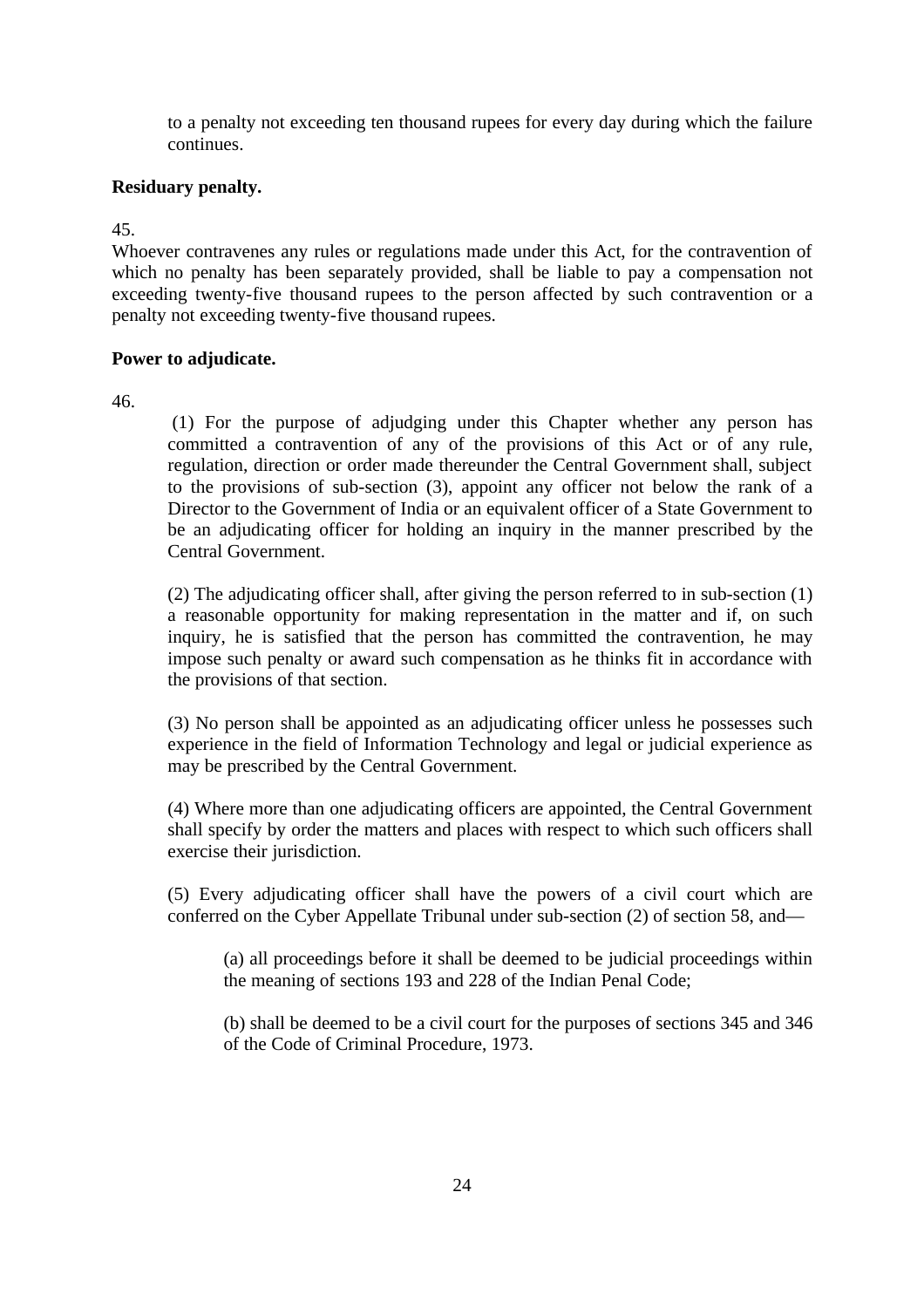to a penalty not exceeding ten thousand rupees for every day during which the failure continues.

**Residuary penalty.**

45.

Whoever contravenes any rules or regulations made under this Act, for the contravention of which no penalty has been separately provided, shall be liable to pay a compensation not exceeding twenty-five thousand rupees to the person affected by such contravention or a penalty not exceeding twenty-five thousand rupees.

**Power to adjudicate.**

46.

(1) For the purpose of adjudging under this Chapter whether any person has committed a contravention of any of the provisions of this Act or of any rule, regulation, direction or order made thereunder the Central Government shall, subject to the provisions of sub-section (3), appoint any officer not below the rank of a Director to the Government of India or an equivalent officer of a State Government to be an adjudicating officer for holding an inquiry in the manner prescribed by the Central Government.

(2) The adjudicating officer shall, after giving the person referred to in sub-section (1) a reasonable opportunity for making representation in the matter and if, on such inquiry, he is satisfied that the person has committed the contravention, he may impose such penalty or award such compensation as he thinks fit in accordance with the provisions of that section.

(3) No person shall be appointed as an adjudicating officer unless he possesses such experience in the field of Information Technology and legal or judicial experience as may be prescribed by the Central Government.

(4) Where more than one adjudicating officers are appointed, the Central Government shall specify by order the matters and places with respect to which such officers shall exercise their jurisdiction.

(5) Every adjudicating officer shall have the powers of a civil court which are conferred on the Cyber Appellate Tribunal under sub-section (2) of section 58, and—

(a) all proceedings before it shall be deemed to be judicial proceedings within the meaning of sections 193 and 228 of the Indian Penal Code;

(b) shall be deemed to be a civil court for the purposes of sections 345 and 346 of the Code of Criminal Procedure, 1973.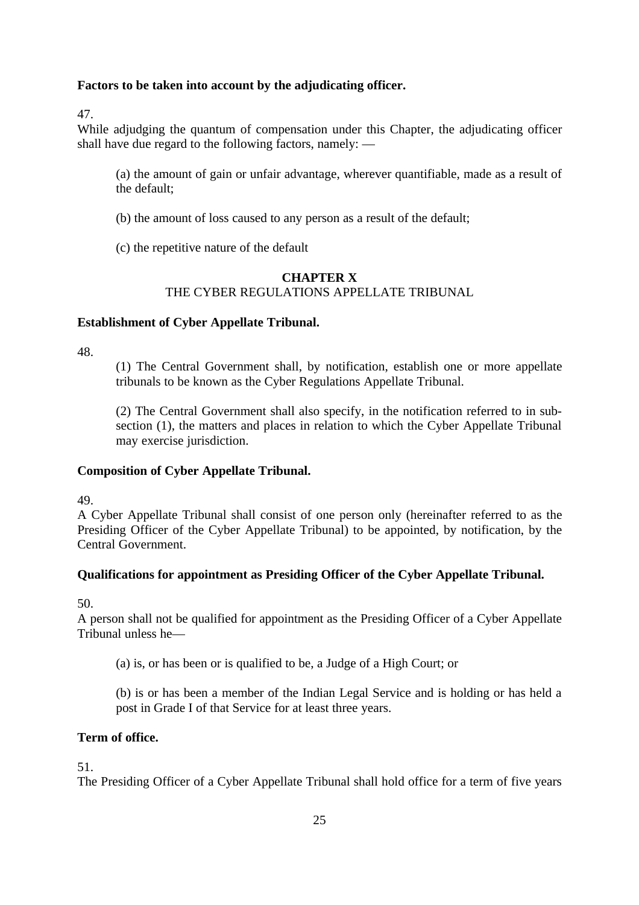**Factors to be taken into account by the adjudicating officer.**

47.
While adjudging the quantum of compensation under this Chapter, the adjudicating officer shall have due regard to the following factors, namely: —

(a) the amount of gain or unfair advantage, wherever quantifiable, made as a result of the default;

(b) the amount of loss caused to any person as a result of the default;

(c) the repetitive nature of the default

## CHAPTER X
THE CYBER REGULATIONS APPELLATE TRIBUNAL

**Establishment of Cyber Appellate Tribunal.**

48.

(1) The Central Government shall, by notification, establish one or more appellate tribunals to be known as the Cyber Regulations Appellate Tribunal.

(2) The Central Government shall also specify, in the notification referred to in sub-section (1), the matters and places in relation to which the Cyber Appellate Tribunal may exercise jurisdiction.

**Composition of Cyber Appellate Tribunal.**

49.
A Cyber Appellate Tribunal shall consist of one person only (hereinafter referred to as the Presiding Officer of the Cyber Appellate Tribunal) to be appointed, by notification, by the Central Government.

**Qualifications for appointment as Presiding Officer of the Cyber Appellate Tribunal.**

50.
A person shall not be qualified for appointment as the Presiding Officer of a Cyber Appellate Tribunal unless he—

(a) is, or has been or is qualified to be, a Judge of a High Court; or

(b) is or has been a member of the Indian Legal Service and is holding or has held a post in Grade I of that Service for at least three years.

**Term of office.**

51.
The Presiding Officer of a Cyber Appellate Tribunal shall hold office for a term of five years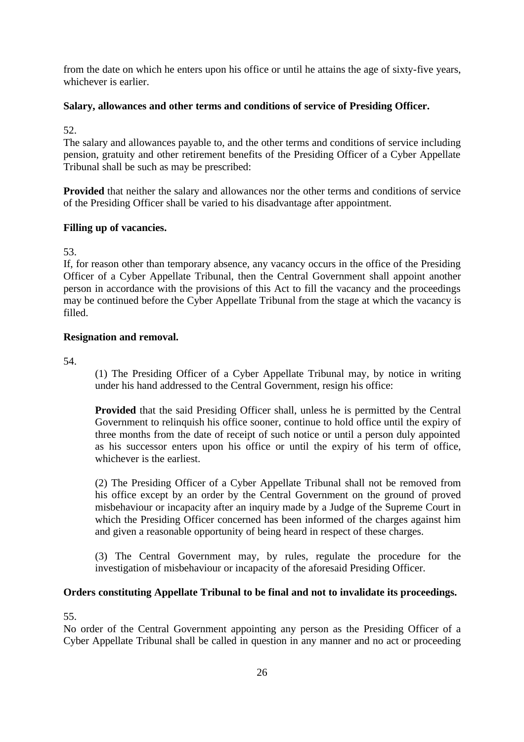from the date on which he enters upon his office or until he attains the age of sixty-five years, whichever is earlier.

**Salary, allowances and other terms and conditions of service of Presiding Officer.**

52.

The salary and allowances payable to, and the other terms and conditions of service including pension, gratuity and other retirement benefits of the Presiding Officer of a Cyber Appellate Tribunal shall be such as may be prescribed:

**Provided** that neither the salary and allowances nor the other terms and conditions of service of the Presiding Officer shall be varied to his disadvantage after appointment.

**Filling up of vacancies.**

53.

If, for reason other than temporary absence, any vacancy occurs in the office of the Presiding Officer of a Cyber Appellate Tribunal, then the Central Government shall appoint another person in accordance with the provisions of this Act to fill the vacancy and the proceedings may be continued before the Cyber Appellate Tribunal from the stage at which the vacancy is filled.

**Resignation and removal.**

54.

(1) The Presiding Officer of a Cyber Appellate Tribunal may, by notice in writing under his hand addressed to the Central Government, resign his office:

**Provided** that the said Presiding Officer shall, unless he is permitted by the Central Government to relinquish his office sooner, continue to hold office until the expiry of three months from the date of receipt of such notice or until a person duly appointed as his successor enters upon his office or until the expiry of his term of office, whichever is the earliest.

(2) The Presiding Officer of a Cyber Appellate Tribunal shall not be removed from his office except by an order by the Central Government on the ground of proved misbehaviour or incapacity after an inquiry made by a Judge of the Supreme Court in which the Presiding Officer concerned has been informed of the charges against him and given a reasonable opportunity of being heard in respect of these charges.

(3) The Central Government may, by rules, regulate the procedure for the investigation of misbehaviour or incapacity of the aforesaid Presiding Officer.

**Orders constituting Appellate Tribunal to be final and not to invalidate its proceedings.**

55.

No order of the Central Government appointing any person as the Presiding Officer of a Cyber Appellate Tribunal shall be called in question in any manner and no act or proceeding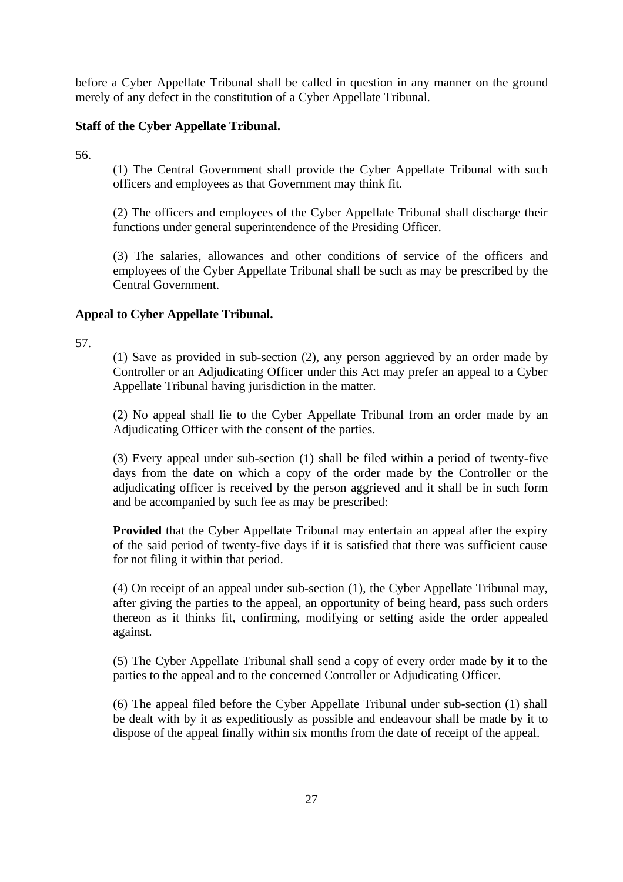before a Cyber Appellate Tribunal shall be called in question in any manner on the ground merely of any defect in the constitution of a Cyber Appellate Tribunal.

**Staff of the Cyber Appellate Tribunal.**

56.

(1) The Central Government shall provide the Cyber Appellate Tribunal with such officers and employees as that Government may think fit.

(2) The officers and employees of the Cyber Appellate Tribunal shall discharge their functions under general superintendence of the Presiding Officer.

(3) The salaries, allowances and other conditions of service of the officers and employees of the Cyber Appellate Tribunal shall be such as may be prescribed by the Central Government.

**Appeal to Cyber Appellate Tribunal.**

57.

(1) Save as provided in sub-section (2), any person aggrieved by an order made by Controller or an Adjudicating Officer under this Act may prefer an appeal to a Cyber Appellate Tribunal having jurisdiction in the matter.

(2) No appeal shall lie to the Cyber Appellate Tribunal from an order made by an Adjudicating Officer with the consent of the parties.

(3) Every appeal under sub-section (1) shall be filed within a period of twenty-five days from the date on which a copy of the order made by the Controller or the adjudicating officer is received by the person aggrieved and it shall be in such form and be accompanied by such fee as may be prescribed:

**Provided** that the Cyber Appellate Tribunal may entertain an appeal after the expiry of the said period of twenty-five days if it is satisfied that there was sufficient cause for not filing it within that period.

(4) On receipt of an appeal under sub-section (1), the Cyber Appellate Tribunal may, after giving the parties to the appeal, an opportunity of being heard, pass such orders thereon as it thinks fit, confirming, modifying or setting aside the order appealed against.

(5) The Cyber Appellate Tribunal shall send a copy of every order made by it to the parties to the appeal and to the concerned Controller or Adjudicating Officer.

(6) The appeal filed before the Cyber Appellate Tribunal under sub-section (1) shall be dealt with by it as expeditiously as possible and endeavour shall be made by it to dispose of the appeal finally within six months from the date of receipt of the appeal.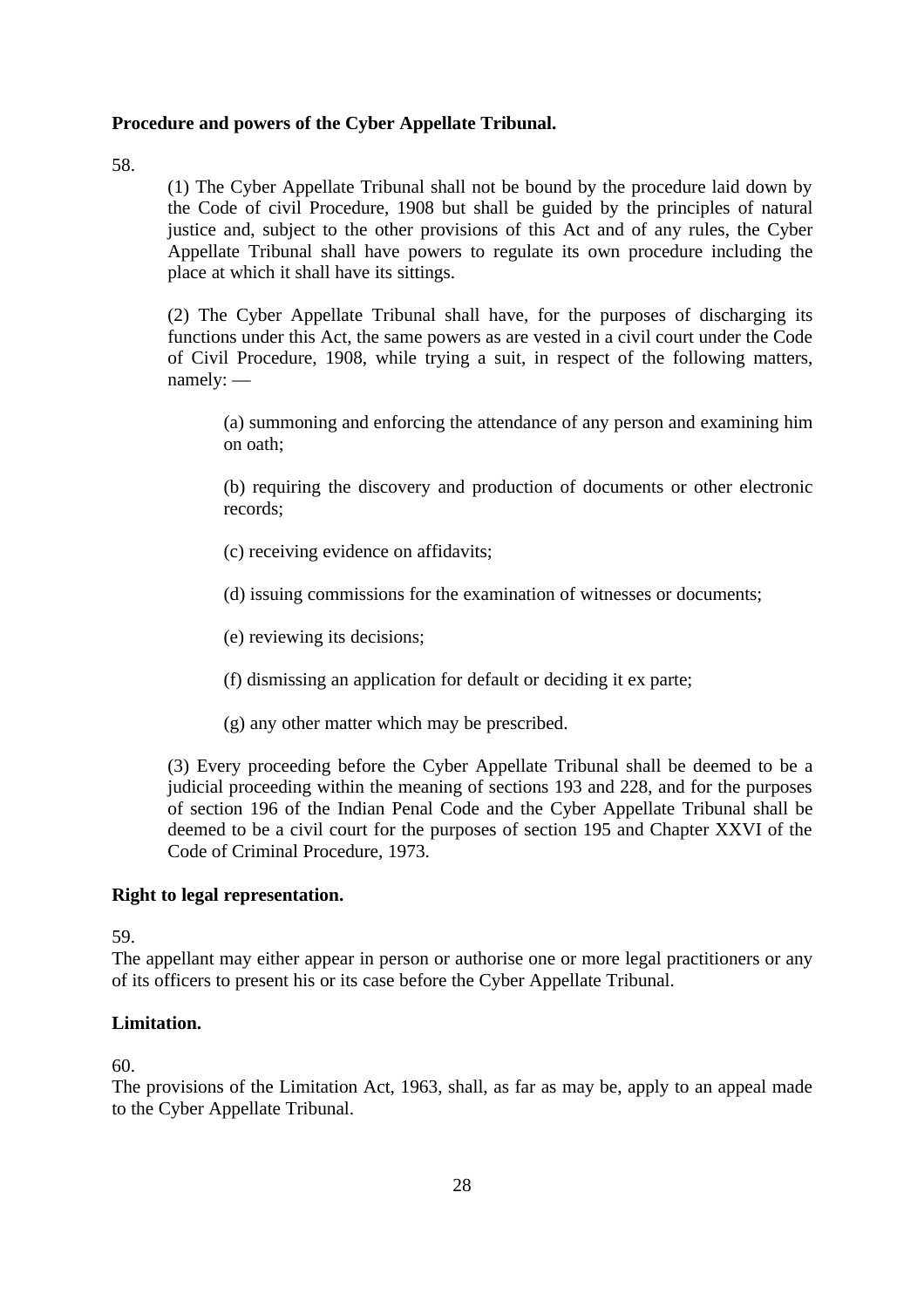**Procedure and powers of the Cyber Appellate Tribunal.**

58.

(1) The Cyber Appellate Tribunal shall not be bound by the procedure laid down by the Code of civil Procedure, 1908 but shall be guided by the principles of natural justice and, subject to the other provisions of this Act and of any rules, the Cyber Appellate Tribunal shall have powers to regulate its own procedure including the place at which it shall have its sittings.

(2) The Cyber Appellate Tribunal shall have, for the purposes of discharging its functions under this Act, the same powers as are vested in a civil court under the Code of Civil Procedure, 1908, while trying a suit, in respect of the following matters, namely: —

(a) summoning and enforcing the attendance of any person and examining him on oath;

(b) requiring the discovery and production of documents or other electronic records;

(c) receiving evidence on affidavits;

(d) issuing commissions for the examination of witnesses or documents;

(e) reviewing its decisions;

(f) dismissing an application for default or deciding it ex parte;

(g) any other matter which may be prescribed.

(3) Every proceeding before the Cyber Appellate Tribunal shall be deemed to be a judicial proceeding within the meaning of sections 193 and 228, and for the purposes of section 196 of the Indian Penal Code and the Cyber Appellate Tribunal shall be deemed to be a civil court for the purposes of section 195 and Chapter XXVI of the Code of Criminal Procedure, 1973.

**Right to legal representation.**

59.

The appellant may either appear in person or authorise one or more legal practitioners or any of its officers to present his or its case before the Cyber Appellate Tribunal.

**Limitation.**

60.

The provisions of the Limitation Act, 1963, shall, as far as may be, apply to an appeal made to the Cyber Appellate Tribunal.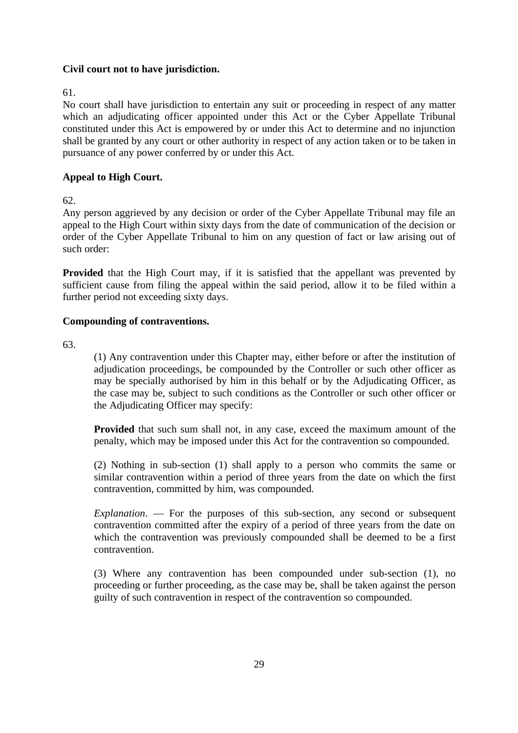**Civil court not to have jurisdiction.**

61.

No court shall have jurisdiction to entertain any suit or proceeding in respect of any matter which an adjudicating officer appointed under this Act or the Cyber Appellate Tribunal constituted under this Act is empowered by or under this Act to determine and no injunction shall be granted by any court or other authority in respect of any action taken or to be taken in pursuance of any power conferred by or under this Act.

**Appeal to High Court.**

62.

Any person aggrieved by any decision or order of the Cyber Appellate Tribunal may file an appeal to the High Court within sixty days from the date of communication of the decision or order of the Cyber Appellate Tribunal to him on any question of fact or law arising out of such order:

**Provided** that the High Court may, if it is satisfied that the appellant was prevented by sufficient cause from filing the appeal within the said period, allow it to be filed within a further period not exceeding sixty days.

**Compounding of contraventions.**

63.

(1) Any contravention under this Chapter may, either before or after the institution of adjudication proceedings, be compounded by the Controller or such other officer as may be specially authorised by him in this behalf or by the Adjudicating Officer, as the case may be, subject to such conditions as the Controller or such other officer or the Adjudicating Officer may specify:

**Provided** that such sum shall not, in any case, exceed the maximum amount of the penalty, which may be imposed under this Act for the contravention so compounded.

(2) Nothing in sub-section (1) shall apply to a person who commits the same or similar contravention within a period of three years from the date on which the first contravention, committed by him, was compounded.

*Explanation*. — For the purposes of this sub-section, any second or subsequent contravention committed after the expiry of a period of three years from the date on which the contravention was previously compounded shall be deemed to be a first contravention.

(3) Where any contravention has been compounded under sub-section (1), no proceeding or further proceeding, as the case may be, shall be taken against the person guilty of such contravention in respect of the contravention so compounded.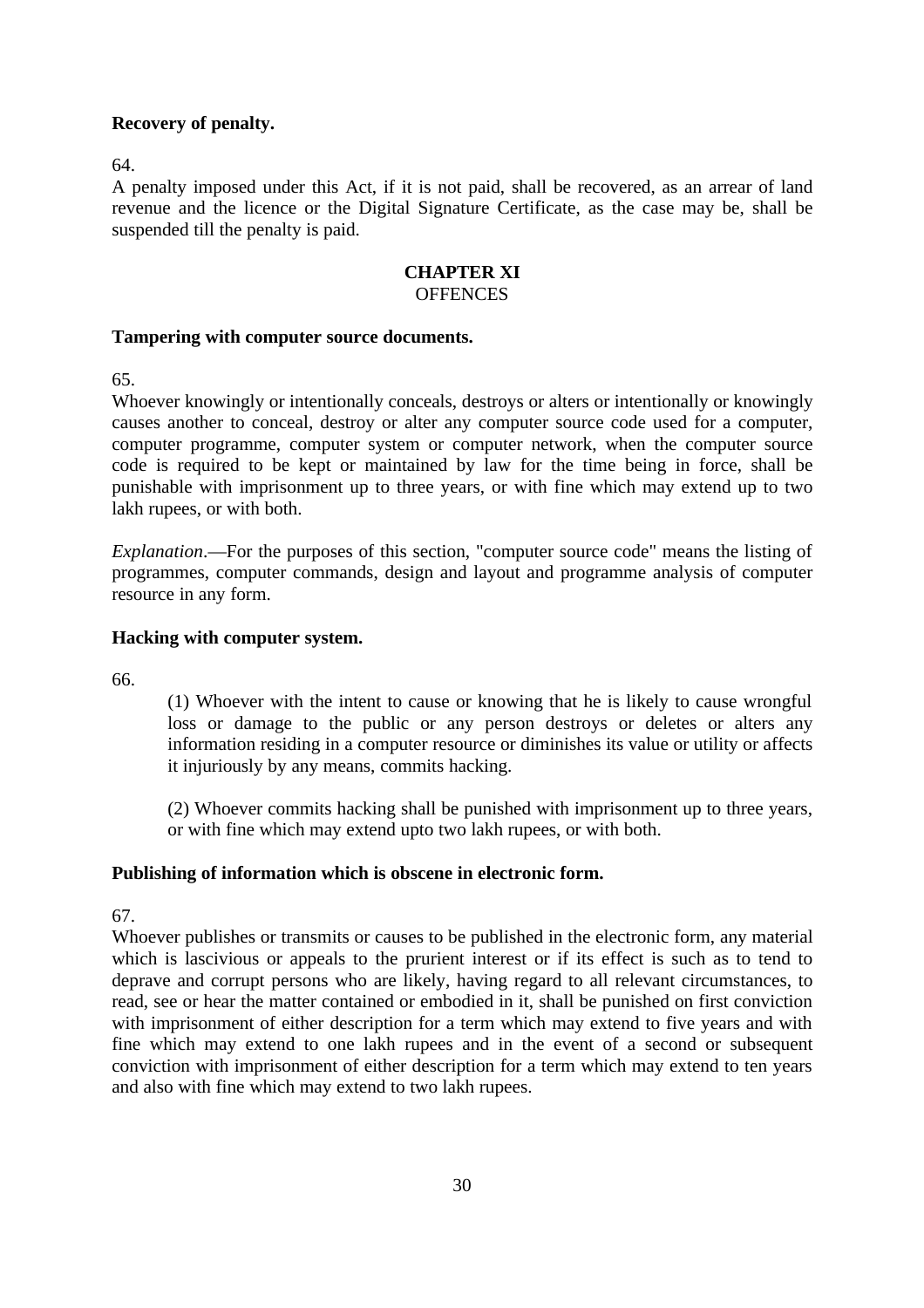**Recovery of penalty.**

64.

A penalty imposed under this Act, if it is not paid, shall be recovered, as an arrear of land revenue and the licence or the Digital Signature Certificate, as the case may be, shall be suspended till the penalty is paid.

## CHAPTER XI
## OFFENCES

**Tampering with computer source documents.**

65.

Whoever knowingly or intentionally conceals, destroys or alters or intentionally or knowingly causes another to conceal, destroy or alter any computer source code used for a computer, computer programme, computer system or computer network, when the computer source code is required to be kept or maintained by law for the time being in force, shall be punishable with imprisonment up to three years, or with fine which may extend up to two lakh rupees, or with both.

*Explanation*.—For the purposes of this section, "computer source code" means the listing of programmes, computer commands, design and layout and programme analysis of computer resource in any form.

**Hacking with computer system.**

66.

(1) Whoever with the intent to cause or knowing that he is likely to cause wrongful loss or damage to the public or any person destroys or deletes or alters any information residing in a computer resource or diminishes its value or utility or affects it injuriously by any means, commits hacking.

(2) Whoever commits hacking shall be punished with imprisonment up to three years, or with fine which may extend upto two lakh rupees, or with both.

**Publishing of information which is obscene in electronic form.**

67.

Whoever publishes or transmits or causes to be published in the electronic form, any material which is lascivious or appeals to the prurient interest or if its effect is such as to tend to deprave and corrupt persons who are likely, having regard to all relevant circumstances, to read, see or hear the matter contained or embodied in it, shall be punished on first conviction with imprisonment of either description for a term which may extend to five years and with fine which may extend to one lakh rupees and in the event of a second or subsequent conviction with imprisonment of either description for a term which may extend to ten years and also with fine which may extend to two lakh rupees.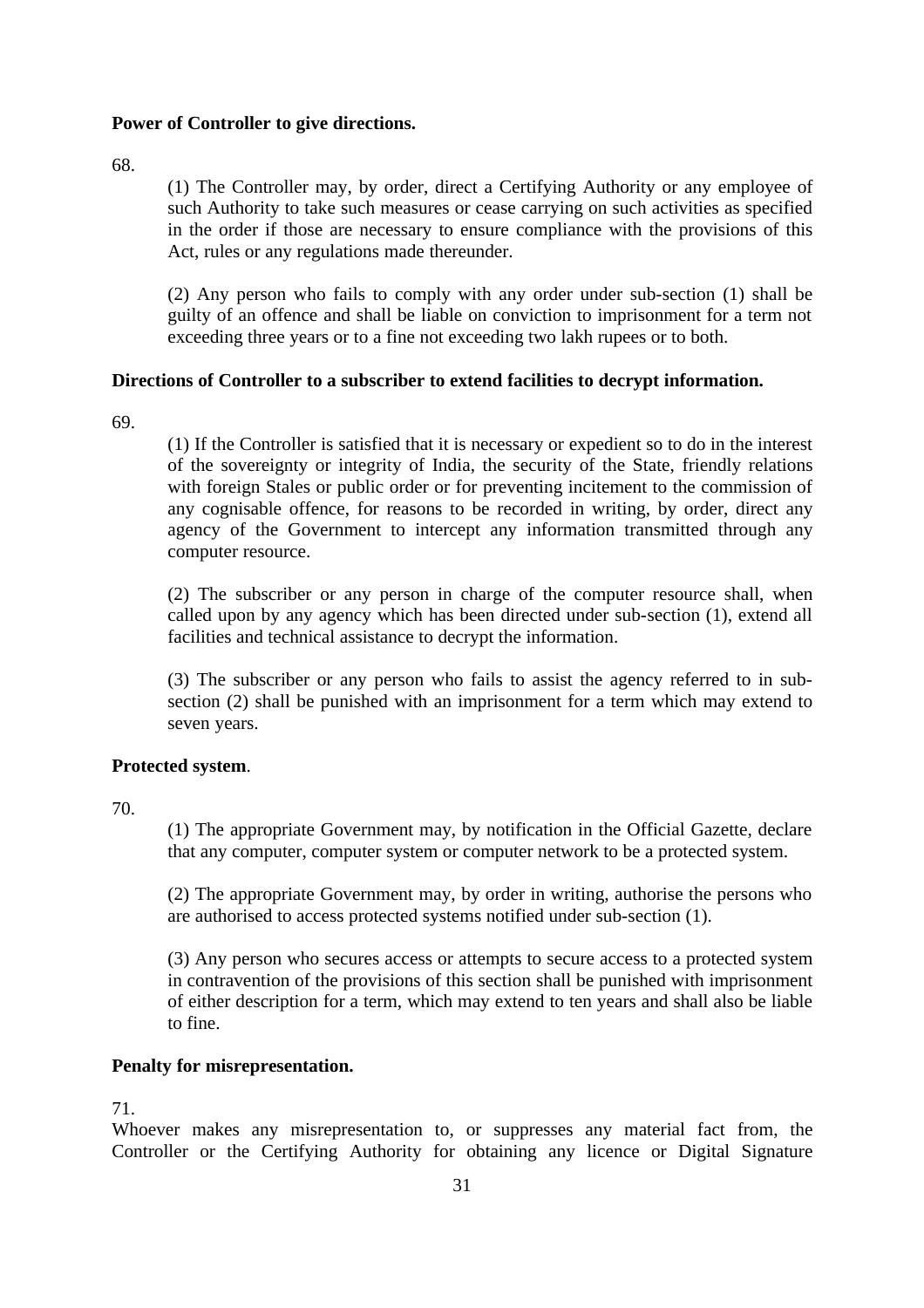**Power of Controller to give directions.**

68.

(1) The Controller may, by order, direct a Certifying Authority or any employee of such Authority to take such measures or cease carrying on such activities as specified in the order if those are necessary to ensure compliance with the provisions of this Act, rules or any regulations made thereunder.

(2) Any person who fails to comply with any order under sub-section (1) shall be guilty of an offence and shall be liable on conviction to imprisonment for a term not exceeding three years or to a fine not exceeding two lakh rupees or to both.

**Directions of Controller to a subscriber to extend facilities to decrypt information.**

69.

(1) If the Controller is satisfied that it is necessary or expedient so to do in the interest of the sovereignty or integrity of India, the security of the State, friendly relations with foreign Stales or public order or for preventing incitement to the commission of any cognisable offence, for reasons to be recorded in writing, by order, direct any agency of the Government to intercept any information transmitted through any computer resource.

(2) The subscriber or any person in charge of the computer resource shall, when called upon by any agency which has been directed under sub-section (1), extend all facilities and technical assistance to decrypt the information.

(3) The subscriber or any person who fails to assist the agency referred to in sub-section (2) shall be punished with an imprisonment for a term which may extend to seven years.

**Protected system**.

70.

(1) The appropriate Government may, by notification in the Official Gazette, declare that any computer, computer system or computer network to be a protected system.

(2) The appropriate Government may, by order in writing, authorise the persons who are authorised to access protected systems notified under sub-section (1).

(3) Any person who secures access or attempts to secure access to a protected system in contravention of the provisions of this section shall be punished with imprisonment of either description for a term, which may extend to ten years and shall also be liable to fine.

**Penalty for misrepresentation.**

71.

Whoever makes any misrepresentation to, or suppresses any material fact from, the Controller or the Certifying Authority for obtaining any licence or Digital Signature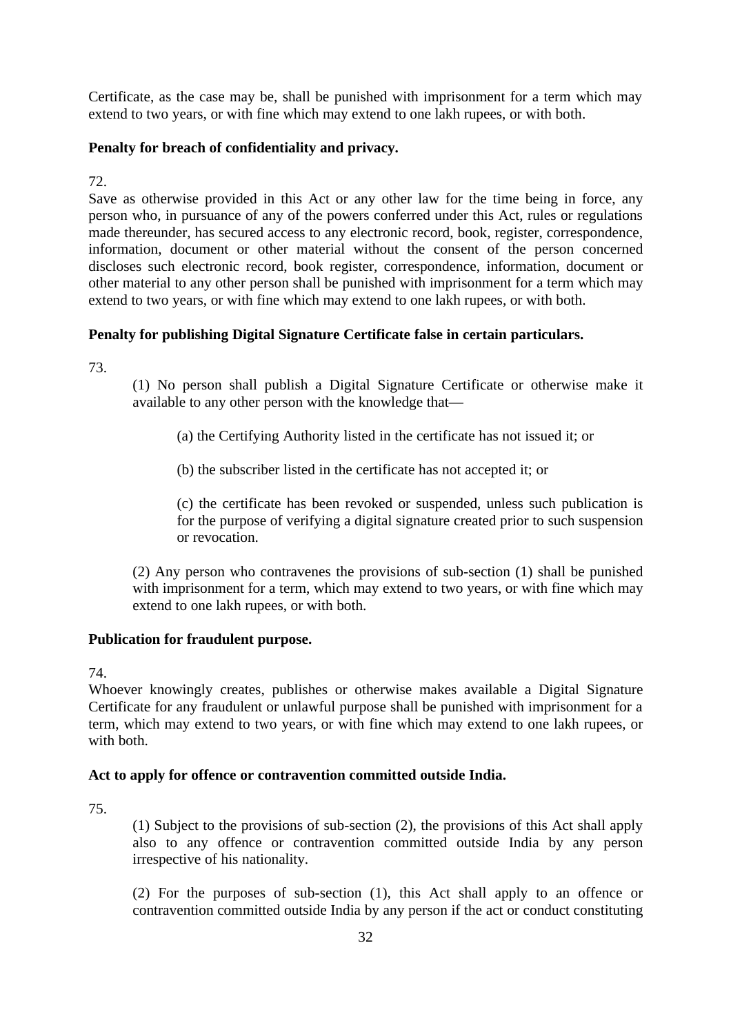Certificate, as the case may be, shall be punished with imprisonment for a term which may extend to two years, or with fine which may extend to one lakh rupees, or with both.

**Penalty for breach of confidentiality and privacy.**

72.

Save as otherwise provided in this Act or any other law for the time being in force, any person who, in pursuance of any of the powers conferred under this Act, rules or regulations made thereunder, has secured access to any electronic record, book, register, correspondence, information, document or other material without the consent of the person concerned discloses such electronic record, book register, correspondence, information, document or other material to any other person shall be punished with imprisonment for a term which may extend to two years, or with fine which may extend to one lakh rupees, or with both.

**Penalty for publishing Digital Signature Certificate false in certain particulars.**

73.

(1) No person shall publish a Digital Signature Certificate or otherwise make it available to any other person with the knowledge that—

(a) the Certifying Authority listed in the certificate has not issued it; or

(b) the subscriber listed in the certificate has not accepted it; or

(c) the certificate has been revoked or suspended, unless such publication is for the purpose of verifying a digital signature created prior to such suspension or revocation.

(2) Any person who contravenes the provisions of sub-section (1) shall be punished with imprisonment for a term, which may extend to two years, or with fine which may extend to one lakh rupees, or with both.

**Publication for fraudulent purpose.**

74.

Whoever knowingly creates, publishes or otherwise makes available a Digital Signature Certificate for any fraudulent or unlawful purpose shall be punished with imprisonment for a term, which may extend to two years, or with fine which may extend to one lakh rupees, or with both.

**Act to apply for offence or contravention committed outside India.**

75.

(1) Subject to the provisions of sub-section (2), the provisions of this Act shall apply also to any offence or contravention committed outside India by any person irrespective of his nationality.

(2) For the purposes of sub-section (1), this Act shall apply to an offence or contravention committed outside India by any person if the act or conduct constituting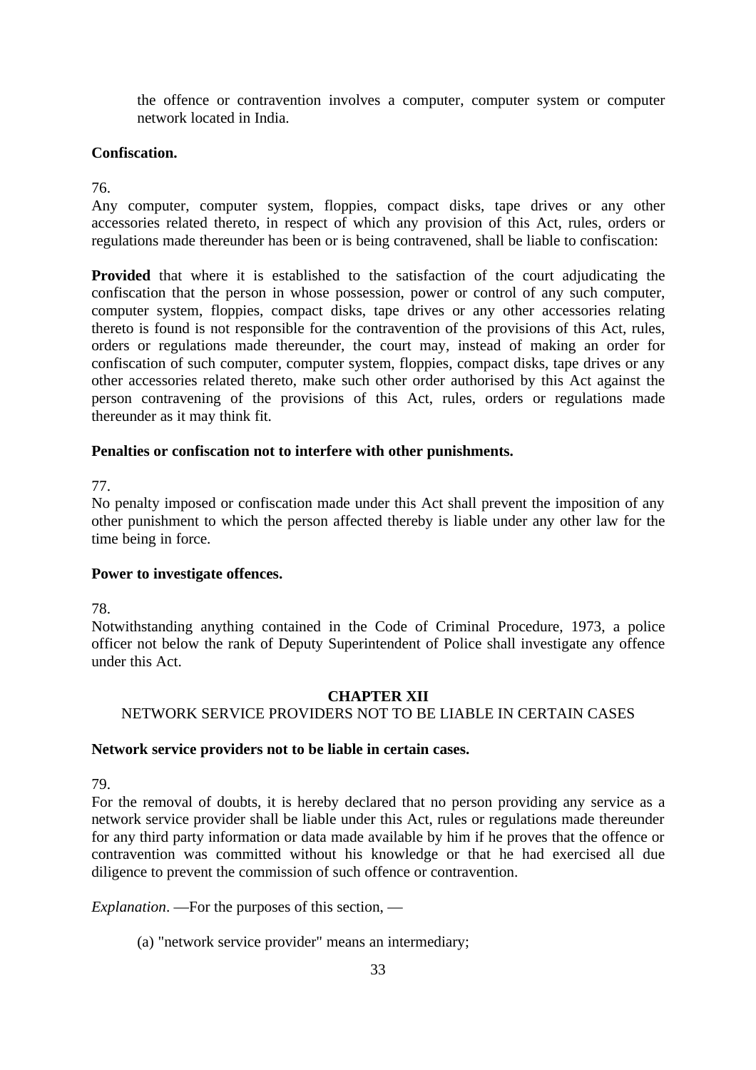the offence or contravention involves a computer, computer system or computer network located in India.

**Confiscation.**

76.

Any computer, computer system, floppies, compact disks, tape drives or any other accessories related thereto, in respect of which any provision of this Act, rules, orders or regulations made thereunder has been or is being contravened, shall be liable to confiscation:

**Provided** that where it is established to the satisfaction of the court adjudicating the confiscation that the person in whose possession, power or control of any such computer, computer system, floppies, compact disks, tape drives or any other accessories relating thereto is found is not responsible for the contravention of the provisions of this Act, rules, orders or regulations made thereunder, the court may, instead of making an order for confiscation of such computer, computer system, floppies, compact disks, tape drives or any other accessories related thereto, make such other order authorised by this Act against the person contravening of the provisions of this Act, rules, orders or regulations made thereunder as it may think fit.

**Penalties or confiscation not to interfere with other punishments.**

77.

No penalty imposed or confiscation made under this Act shall prevent the imposition of any other punishment to which the person affected thereby is liable under any other law for the time being in force.

**Power to investigate offences.**

78.

Notwithstanding anything contained in the Code of Criminal Procedure, 1973, a police officer not below the rank of Deputy Superintendent of Police shall investigate any offence under this Act.

## CHAPTER XII
## NETWORK SERVICE PROVIDERS NOT TO BE LIABLE IN CERTAIN CASES

**Network service providers not to be liable in certain cases.**

79.

For the removal of doubts, it is hereby declared that no person providing any service as a network service provider shall be liable under this Act, rules or regulations made thereunder for any third party information or data made available by him if he proves that the offence or contravention was committed without his knowledge or that he had exercised all due diligence to prevent the commission of such offence or contravention.

*Explanation*. —For the purposes of this section, —

(a) "network service provider" means an intermediary;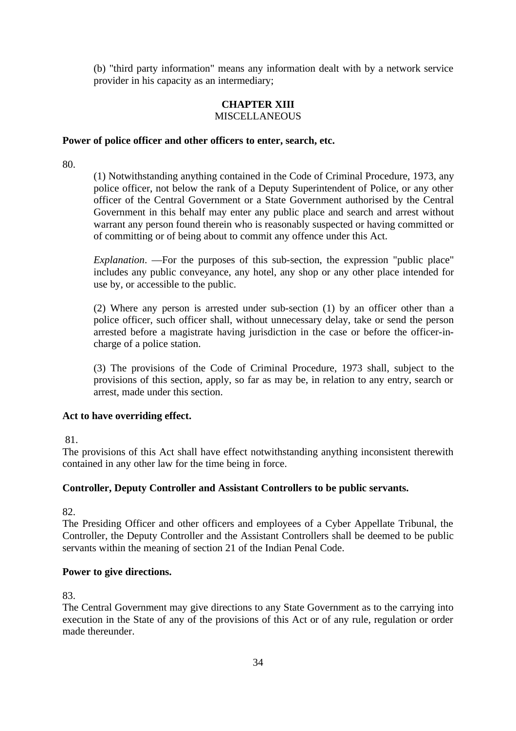(b) "third party information" means any information dealt with by a network service provider in his capacity as an intermediary;

## CHAPTER XIII
MISCELLANEOUS

**Power of police officer and other officers to enter, search, etc.**

80.

(1) Notwithstanding anything contained in the Code of Criminal Procedure, 1973, any police officer, not below the rank of a Deputy Superintendent of Police, or any other officer of the Central Government or a State Government authorised by the Central Government in this behalf may enter any public place and search and arrest without warrant any person found therein who is reasonably suspected or having committed or of committing or of being about to commit any offence under this Act.

*Explanation*. —For the purposes of this sub-section, the expression "public place" includes any public conveyance, any hotel, any shop or any other place intended for use by, or accessible to the public.

(2) Where any person is arrested under sub-section (1) by an officer other than a police officer, such officer shall, without unnecessary delay, take or send the person arrested before a magistrate having jurisdiction in the case or before the officer-in-charge of a police station.

(3) The provisions of the Code of Criminal Procedure, 1973 shall, subject to the provisions of this section, apply, so far as may be, in relation to any entry, search or arrest, made under this section.

**Act to have overriding effect.**

81.

The provisions of this Act shall have effect notwithstanding anything inconsistent therewith contained in any other law for the time being in force.

**Controller, Deputy Controller and Assistant Controllers to be public servants.**

82.

The Presiding Officer and other officers and employees of a Cyber Appellate Tribunal, the Controller, the Deputy Controller and the Assistant Controllers shall be deemed to be public servants within the meaning of section 21 of the Indian Penal Code.

**Power to give directions.**

83.

The Central Government may give directions to any State Government as to the carrying into execution in the State of any of the provisions of this Act or of any rule, regulation or order made thereunder.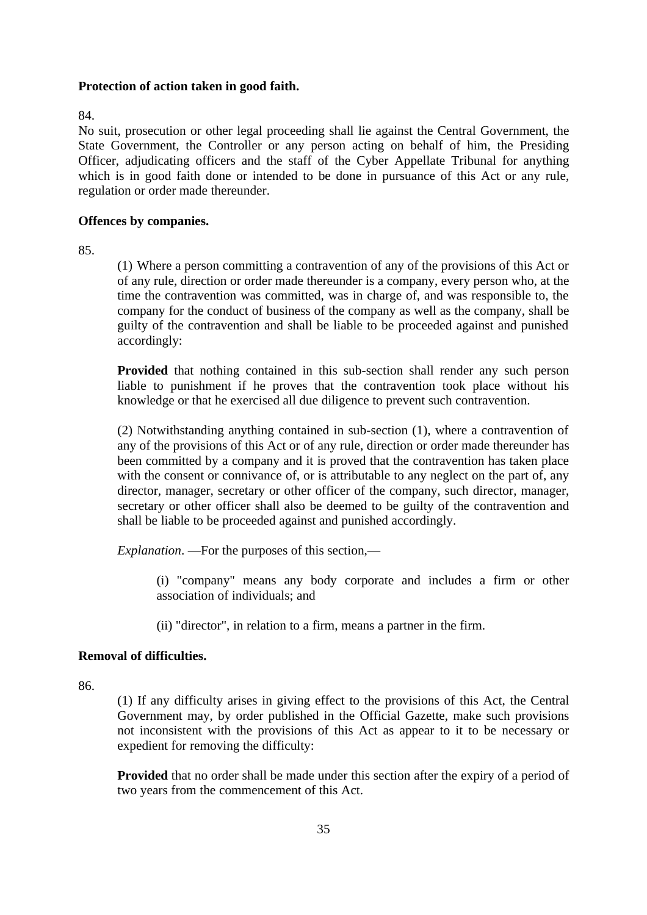**Protection of action taken in good faith.**

84.

No suit, prosecution or other legal proceeding shall lie against the Central Government, the State Government, the Controller or any person acting on behalf of him, the Presiding Officer, adjudicating officers and the staff of the Cyber Appellate Tribunal for anything which is in good faith done or intended to be done in pursuance of this Act or any rule, regulation or order made thereunder.

**Offences by companies.**

85.

(1) Where a person committing a contravention of any of the provisions of this Act or of any rule, direction or order made thereunder is a company, every person who, at the time the contravention was committed, was in charge of, and was responsible to, the company for the conduct of business of the company as well as the company, shall be guilty of the contravention and shall be liable to be proceeded against and punished accordingly:

**Provided** that nothing contained in this sub-section shall render any such person liable to punishment if he proves that the contravention took place without his knowledge or that he exercised all due diligence to prevent such contravention.

(2) Notwithstanding anything contained in sub-section (1), where a contravention of any of the provisions of this Act or of any rule, direction or order made thereunder has been committed by a company and it is proved that the contravention has taken place with the consent or connivance of, or is attributable to any neglect on the part of, any director, manager, secretary or other officer of the company, such director, manager, secretary or other officer shall also be deemed to be guilty of the contravention and shall be liable to be proceeded against and punished accordingly.

*Explanation*. —For the purposes of this section,—

(i) "company" means any body corporate and includes a firm or other association of individuals; and

(ii) "director", in relation to a firm, means a partner in the firm.

**Removal of difficulties.**

86.

(1) If any difficulty arises in giving effect to the provisions of this Act, the Central Government may, by order published in the Official Gazette, make such provisions not inconsistent with the provisions of this Act as appear to it to be necessary or expedient for removing the difficulty:

**Provided** that no order shall be made under this section after the expiry of a period of two years from the commencement of this Act.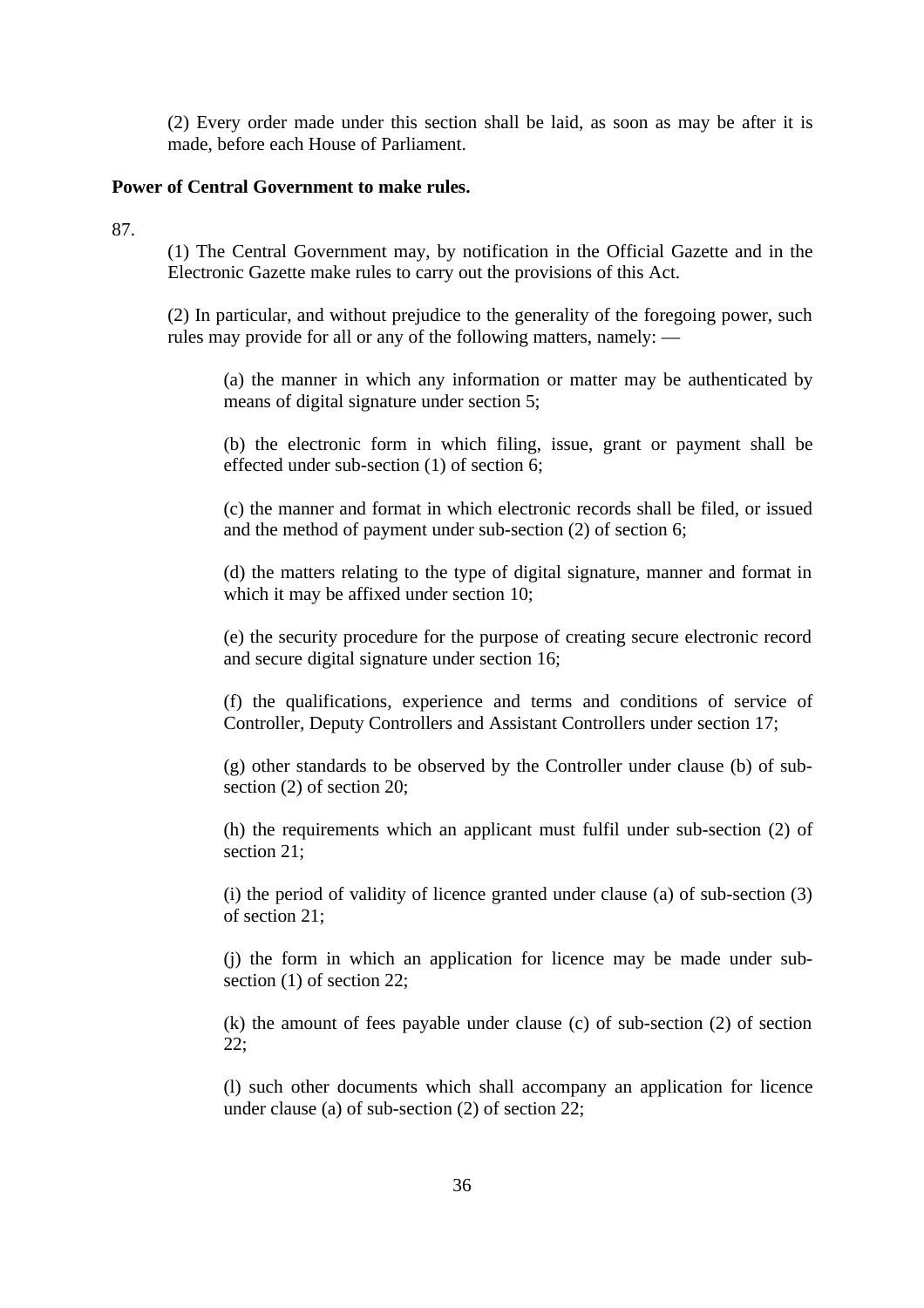(2) Every order made under this section shall be laid, as soon as may be after it is made, before each House of Parliament.

**Power of Central Government to make rules.**

87.

(1) The Central Government may, by notification in the Official Gazette and in the Electronic Gazette make rules to carry out the provisions of this Act.

(2) In particular, and without prejudice to the generality of the foregoing power, such rules may provide for all or any of the following matters, namely: —

(a) the manner in which any information or matter may be authenticated by means of digital signature under section 5;

(b) the electronic form in which filing, issue, grant or payment shall be effected under sub-section (1) of section 6;

(c) the manner and format in which electronic records shall be filed, or issued and the method of payment under sub-section (2) of section 6;

(d) the matters relating to the type of digital signature, manner and format in which it may be affixed under section 10;

(e) the security procedure for the purpose of creating secure electronic record and secure digital signature under section 16;

(f) the qualifications, experience and terms and conditions of service of Controller, Deputy Controllers and Assistant Controllers under section 17;

(g) other standards to be observed by the Controller under clause (b) of sub-section (2) of section 20;

(h) the requirements which an applicant must fulfil under sub-section (2) of section 21;

(i) the period of validity of licence granted under clause (a) of sub-section (3) of section 21;

(j) the form in which an application for licence may be made under sub-section (1) of section 22;

(k) the amount of fees payable under clause (c) of sub-section (2) of section 22;

(l) such other documents which shall accompany an application for licence under clause (a) of sub-section (2) of section 22;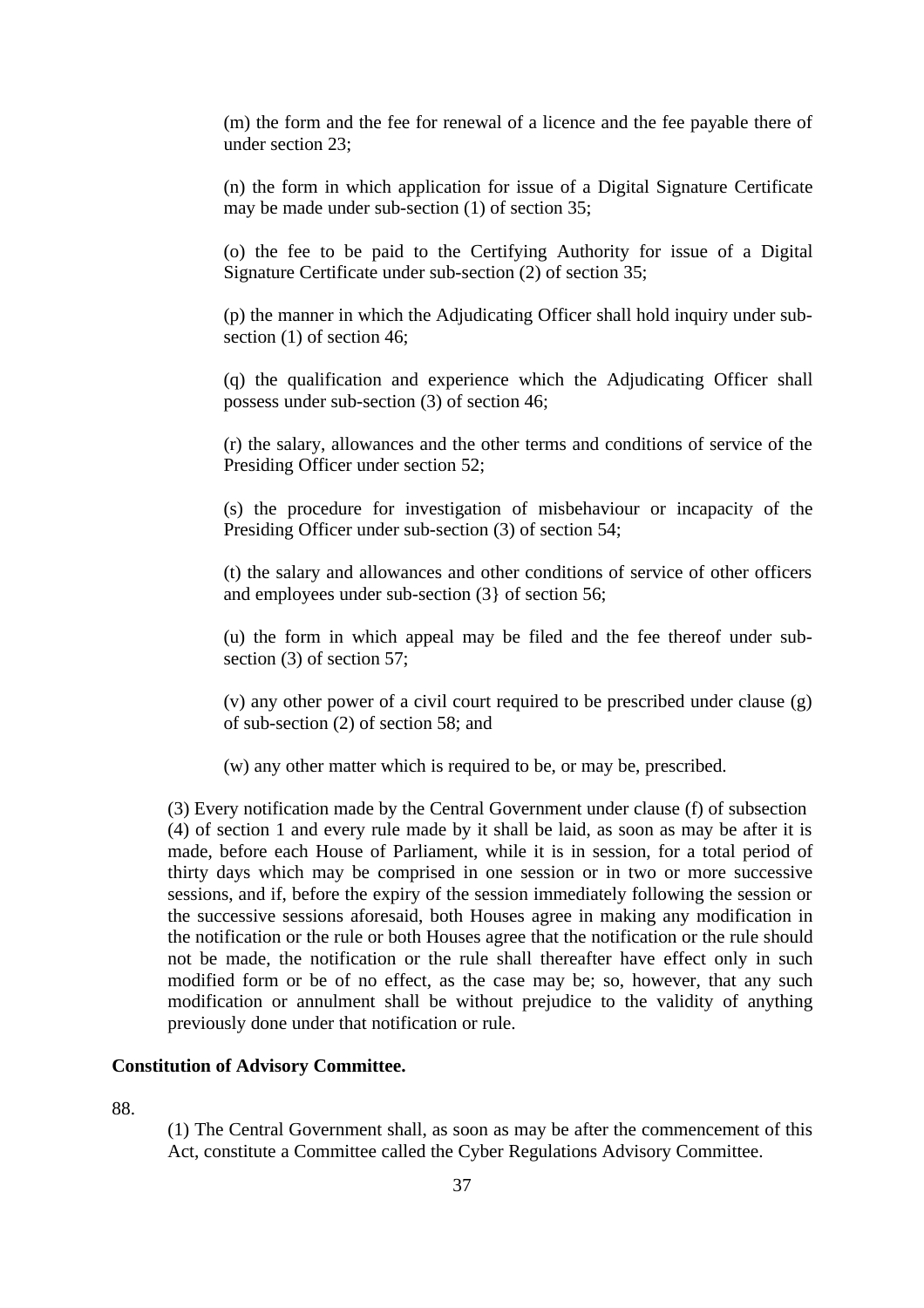(m) the form and the fee for renewal of a licence and the fee payable there of under section 23;

(n) the form in which application for issue of a Digital Signature Certificate may be made under sub-section (1) of section 35;

(o) the fee to be paid to the Certifying Authority for issue of a Digital Signature Certificate under sub-section (2) of section 35;

(p) the manner in which the Adjudicating Officer shall hold inquiry under sub-section (1) of section 46;

(q) the qualification and experience which the Adjudicating Officer shall possess under sub-section (3) of section 46;

(r) the salary, allowances and the other terms and conditions of service of the Presiding Officer under section 52;

(s) the procedure for investigation of misbehaviour or incapacity of the Presiding Officer under sub-section (3) of section 54;

(t) the salary and allowances and other conditions of service of other officers and employees under sub-section (3} of section 56;

(u) the form in which appeal may be filed and the fee thereof under sub-section (3) of section 57;

(v) any other power of a civil court required to be prescribed under clause (g) of sub-section (2) of section 58; and

(w) any other matter which is required to be, or may be, prescribed.

(3) Every notification made by the Central Government under clause (f) of subsection (4) of section 1 and every rule made by it shall be laid, as soon as may be after it is made, before each House of Parliament, while it is in session, for a total period of thirty days which may be comprised in one session or in two or more successive sessions, and if, before the expiry of the session immediately following the session or the successive sessions aforesaid, both Houses agree in making any modification in the notification or the rule or both Houses agree that the notification or the rule should not be made, the notification or the rule shall thereafter have effect only in such modified form or be of no effect, as the case may be; so, however, that any such modification or annulment shall be without prejudice to the validity of anything previously done under that notification or rule.

**Constitution of Advisory Committee.**

88.

(1) The Central Government shall, as soon as may be after the commencement of this Act, constitute a Committee called the Cyber Regulations Advisory Committee.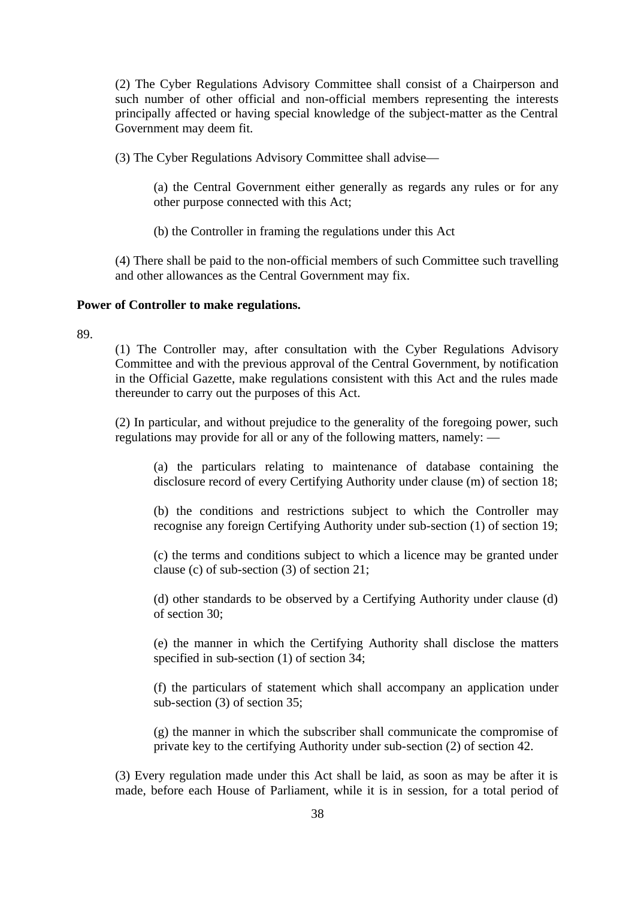(2) The Cyber Regulations Advisory Committee shall consist of a Chairperson and such number of other official and non-official members representing the interests principally affected or having special knowledge of the subject-matter as the Central Government may deem fit.

(3) The Cyber Regulations Advisory Committee shall advise—

(a) the Central Government either generally as regards any rules or for any other purpose connected with this Act;

(b) the Controller in framing the regulations under this Act

(4) There shall be paid to the non-official members of such Committee such travelling and other allowances as the Central Government may fix.

**Power of Controller to make regulations.**

89.

(1) The Controller may, after consultation with the Cyber Regulations Advisory Committee and with the previous approval of the Central Government, by notification in the Official Gazette, make regulations consistent with this Act and the rules made thereunder to carry out the purposes of this Act.

(2) In particular, and without prejudice to the generality of the foregoing power, such regulations may provide for all or any of the following matters, namely: —

(a) the particulars relating to maintenance of database containing the disclosure record of every Certifying Authority under clause (m) of section 18;

(b) the conditions and restrictions subject to which the Controller may recognise any foreign Certifying Authority under sub-section (1) of section 19;

(c) the terms and conditions subject to which a licence may be granted under clause (c) of sub-section (3) of section 21;

(d) other standards to be observed by a Certifying Authority under clause (d) of section 30;

(e) the manner in which the Certifying Authority shall disclose the matters specified in sub-section (1) of section 34;

(f) the particulars of statement which shall accompany an application under sub-section (3) of section 35;

(g) the manner in which the subscriber shall communicate the compromise of private key to the certifying Authority under sub-section (2) of section 42.

(3) Every regulation made under this Act shall be laid, as soon as may be after it is made, before each House of Parliament, while it is in session, for a total period of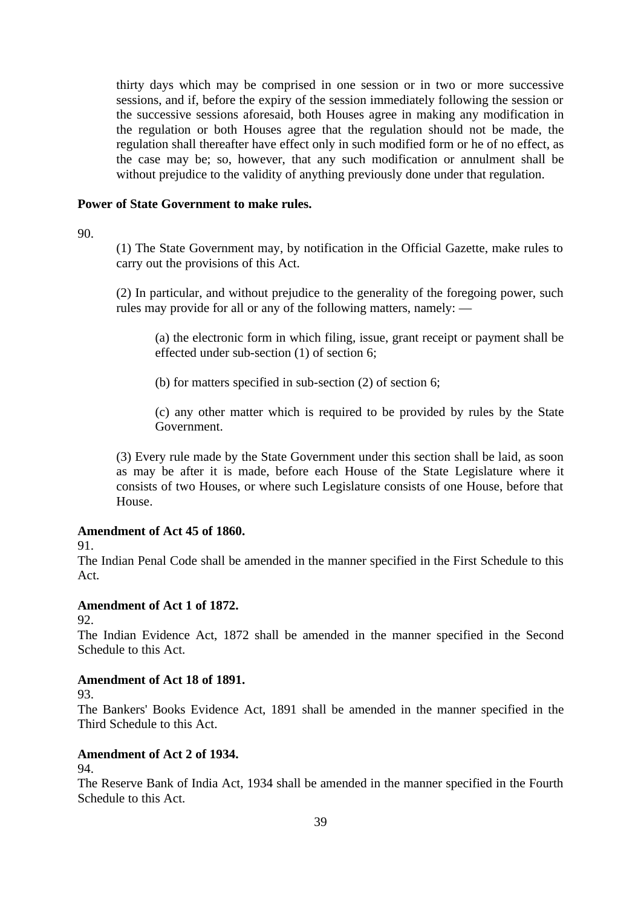thirty days which may be comprised in one session or in two or more successive sessions, and if, before the expiry of the session immediately following the session or the successive sessions aforesaid, both Houses agree in making any modification in the regulation or both Houses agree that the regulation should not be made, the regulation shall thereafter have effect only in such modified form or he of no effect, as the case may be; so, however, that any such modification or annulment shall be without prejudice to the validity of anything previously done under that regulation.

**Power of State Government to make rules.**

90.

(1) The State Government may, by notification in the Official Gazette, make rules to carry out the provisions of this Act.

(2) In particular, and without prejudice to the generality of the foregoing power, such rules may provide for all or any of the following matters, namely: —

(a) the electronic form in which filing, issue, grant receipt or payment shall be effected under sub-section (1) of section 6;

(b) for matters specified in sub-section (2) of section 6;

(c) any other matter which is required to be provided by rules by the State Government.

(3) Every rule made by the State Government under this section shall be laid, as soon as may be after it is made, before each House of the State Legislature where it consists of two Houses, or where such Legislature consists of one House, before that House.

**Amendment of Act 45 of 1860.**

91.

The Indian Penal Code shall be amended in the manner specified in the First Schedule to this Act.

**Amendment of Act 1 of 1872.**

92.

The Indian Evidence Act, 1872 shall be amended in the manner specified in the Second Schedule to this Act.

**Amendment of Act 18 of 1891.**

93.

The Bankers' Books Evidence Act, 1891 shall be amended in the manner specified in the Third Schedule to this Act.

**Amendment of Act 2 of 1934.**

94.

The Reserve Bank of India Act, 1934 shall be amended in the manner specified in the Fourth Schedule to this Act.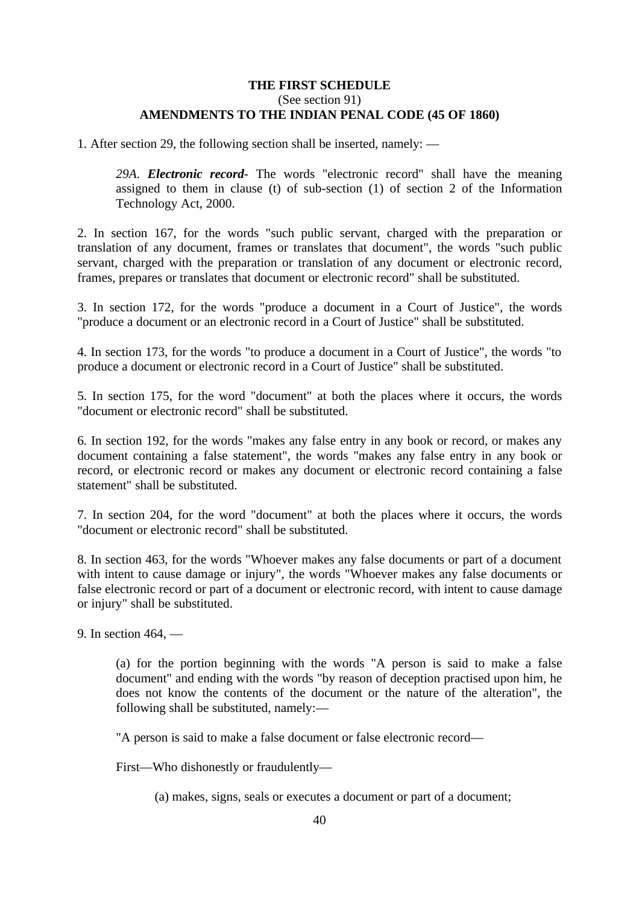# THE FIRST SCHEDULE

(See section 91)

## AMENDMENTS TO THE INDIAN PENAL CODE (45 OF 1860)

1. After section 29, the following section shall be inserted, namely: —

   *29A.* ***Electronic record***- The words "electronic record" shall have the meaning assigned to them in clause (t) of sub-section (1) of section 2 of the Information Technology Act, 2000.

2. In section 167, for the words "such public servant, charged with the preparation or translation of any document, frames or translates that document", the words "such public servant, charged with the preparation or translation of any document or electronic record, frames, prepares or translates that document or electronic record" shall be substituted.

3. In section 172, for the words "produce a document in a Court of Justice", the words "produce a document or an electronic record in a Court of Justice" shall be substituted.

4. In section 173, for the words "to produce a document in a Court of Justice", the words "to produce a document or electronic record in a Court of Justice" shall be substituted.

5. In section 175, for the word "document" at both the places where it occurs, the words "document or electronic record" shall be substituted.

6. In section 192, for the words "makes any false entry in any book or record, or makes any document containing a false statement", the words "makes any false entry in any book or record, or electronic record or makes any document or electronic record containing a false statement" shall be substituted.

7. In section 204, for the word "document" at both the places where it occurs, the words "document or electronic record" shall be substituted.

8. In section 463, for the words "Whoever makes any false documents or part of a document with intent to cause damage or injury", the words "Whoever makes any false documents or false electronic record or part of a document or electronic record, with intent to cause damage or injury" shall be substituted.

9. In section 464, —

   (a) for the portion beginning with the words "A person is said to make a false document" and ending with the words "by reason of deception practised upon him, he does not know the contents of the document or the nature of the alteration", the following shall be substituted, namely:—

   "A person is said to make a false document or false electronic record—

   First—Who dishonestly or fraudulently—

   (a) makes, signs, seals or executes a document or part of a document;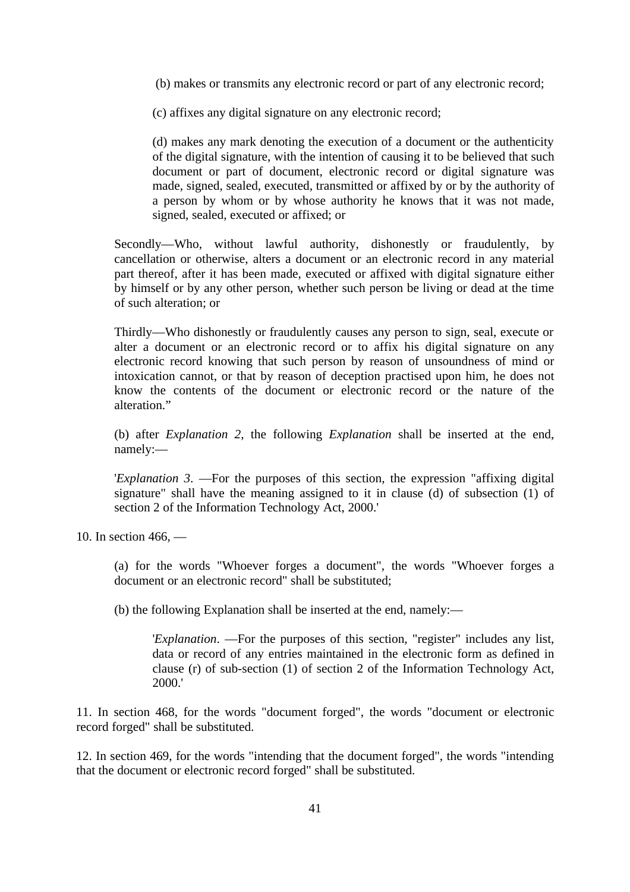(b) makes or transmits any electronic record or part of any electronic record;

(c) affixes any digital signature on any electronic record;

(d) makes any mark denoting the execution of a document or the authenticity of the digital signature, with the intention of causing it to be believed that such document or part of document, electronic record or digital signature was made, signed, sealed, executed, transmitted or affixed by or by the authority of a person by whom or by whose authority he knows that it was not made, signed, sealed, executed or affixed; or

Secondly—Who, without lawful authority, dishonestly or fraudulently, by cancellation or otherwise, alters a document or an electronic record in any material part thereof, after it has been made, executed or affixed with digital signature either by himself or by any other person, whether such person be living or dead at the time of such alteration; or

Thirdly—Who dishonestly or fraudulently causes any person to sign, seal, execute or alter a document or an electronic record or to affix his digital signature on any electronic record knowing that such person by reason of unsoundness of mind or intoxication cannot, or that by reason of deception practised upon him, he does not know the contents of the document or electronic record or the nature of the alteration."

(b) after *Explanation 2*, the following *Explanation* shall be inserted at the end, namely:—

'*Explanation 3*. —For the purposes of this section, the expression "affixing digital signature" shall have the meaning assigned to it in clause (d) of subsection (1) of section 2 of the Information Technology Act, 2000.'

10. In section 466, —

(a) for the words "Whoever forges a document", the words "Whoever forges a document or an electronic record" shall be substituted;

(b) the following Explanation shall be inserted at the end, namely:—

'*Explanation*. —For the purposes of this section, "register" includes any list, data or record of any entries maintained in the electronic form as defined in clause (r) of sub-section (1) of section 2 of the Information Technology Act, 2000.'

11. In section 468, for the words "document forged", the words "document or electronic record forged" shall be substituted.

12. In section 469, for the words "intending that the document forged", the words "intending that the document or electronic record forged" shall be substituted.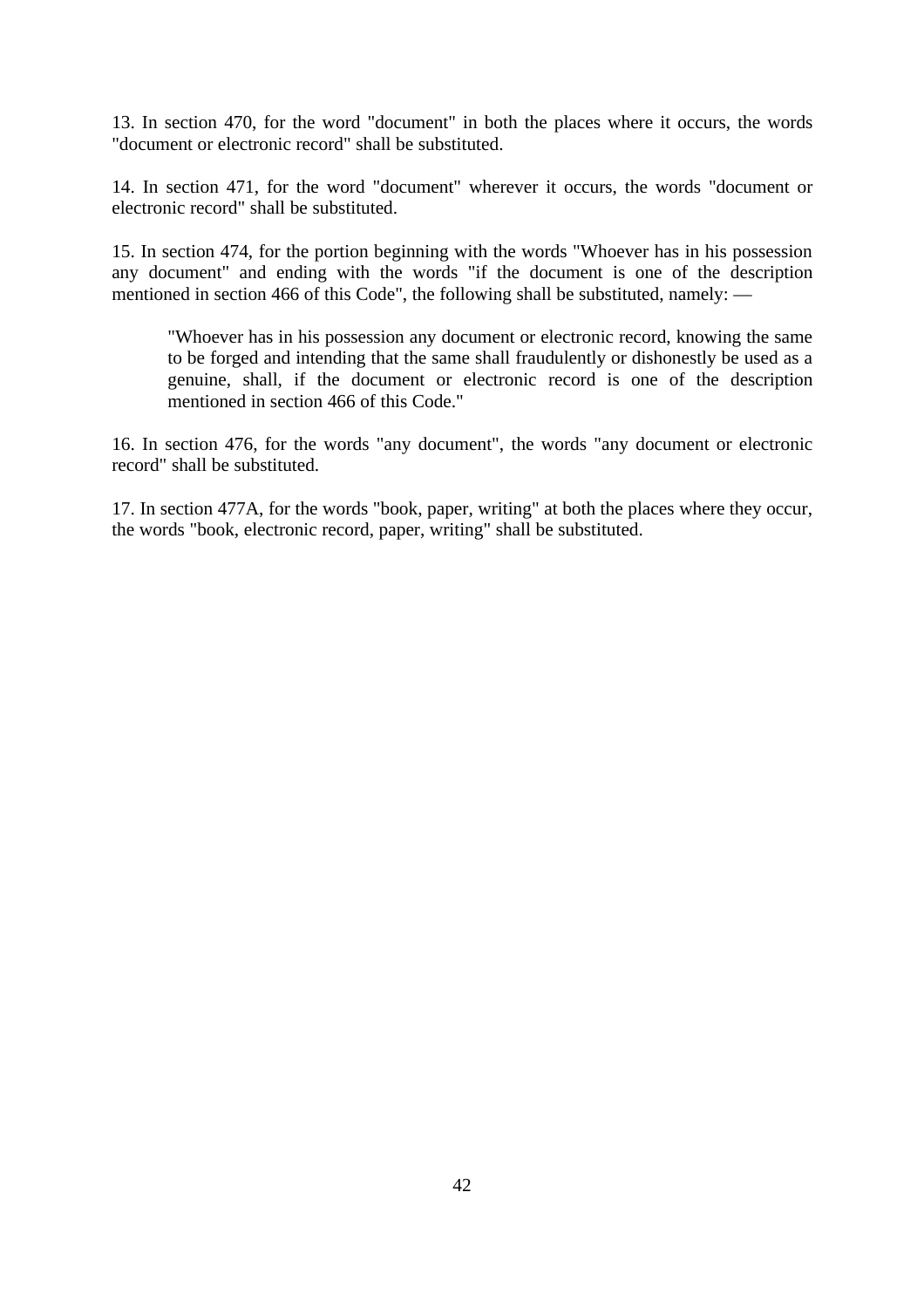13. In section 470, for the word "document" in both the places where it occurs, the words "document or electronic record" shall be substituted.

14. In section 471, for the word "document" wherever it occurs, the words "document or electronic record" shall be substituted.

15. In section 474, for the portion beginning with the words "Whoever has in his possession any document" and ending with the words "if the document is one of the description mentioned in section 466 of this Code", the following shall be substituted, namely: —

> "Whoever has in his possession any document or electronic record, knowing the same to be forged and intending that the same shall fraudulently or dishonestly be used as a genuine, shall, if the document or electronic record is one of the description mentioned in section 466 of this Code."

16. In section 476, for the words "any document", the words "any document or electronic record" shall be substituted.

17. In section 477A, for the words "book, paper, writing" at both the places where they occur, the words "book, electronic record, paper, writing" shall be substituted.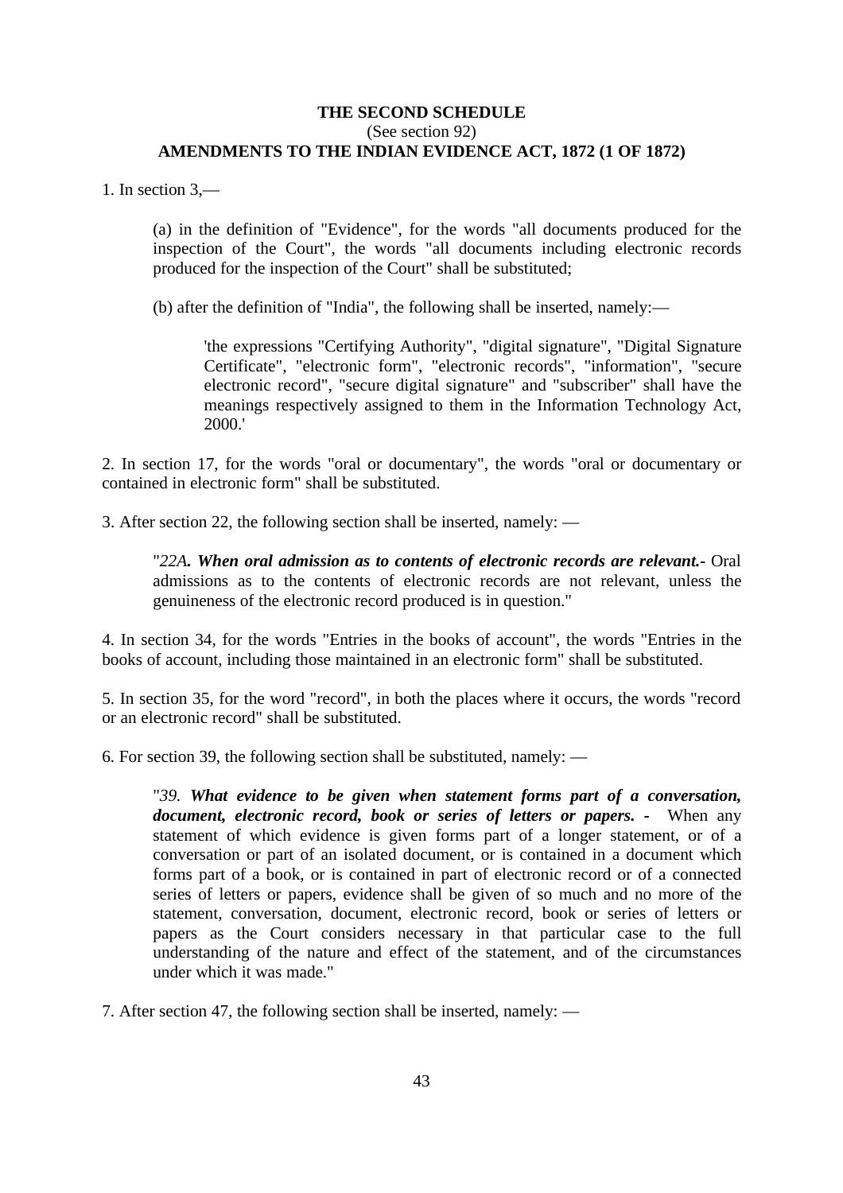## THE SECOND SCHEDULE

(See section 92)

## AMENDMENTS TO THE INDIAN EVIDENCE ACT, 1872 (1 OF 1872)

1. In section 3,—

   (a) in the definition of "Evidence", for the words "all documents produced for the inspection of the Court", the words "all documents including electronic records produced for the inspection of the Court" shall be substituted;

   (b) after the definition of "India", the following shall be inserted, namely:—

   > 'the expressions "Certifying Authority", "digital signature", "Digital Signature Certificate", "electronic form", "electronic records", "information", "secure electronic record", "secure digital signature" and "subscriber" shall have the meanings respectively assigned to them in the Information Technology Act, 2000.'

2. In section 17, for the words "oral or documentary", the words "oral or documentary or contained in electronic form" shall be substituted.

3. After section 22, the following section shall be inserted, namely: —

   > "*22A**. When oral admission as to contents of electronic records are relevant.-*** Oral admissions as to the contents of electronic records are not relevant, unless the genuineness of the electronic record produced is in question."

4. In section 34, for the words "Entries in the books of account", the words "Entries in the books of account, including those maintained in an electronic form" shall be substituted.

5. In section 35, for the word "record", in both the places where it occurs, the words "record or an electronic record" shall be substituted.

6. For section 39, the following section shall be substituted, namely: —

   > "*39.* ***What evidence to be given when statement forms part of a conversation, document, electronic record, book or series of letters or papers. -*** When any statement of which evidence is given forms part of a longer statement, or of a conversation or part of an isolated document, or is contained in a document which forms part of a book, or is contained in part of electronic record or of a connected series of letters or papers, evidence shall be given of so much and no more of the statement, conversation, document, electronic record, book or series of letters or papers as the Court considers necessary in that particular case to the full understanding of the nature and effect of the statement, and of the circumstances under which it was made."

7. After section 47, the following section shall be inserted, namely: —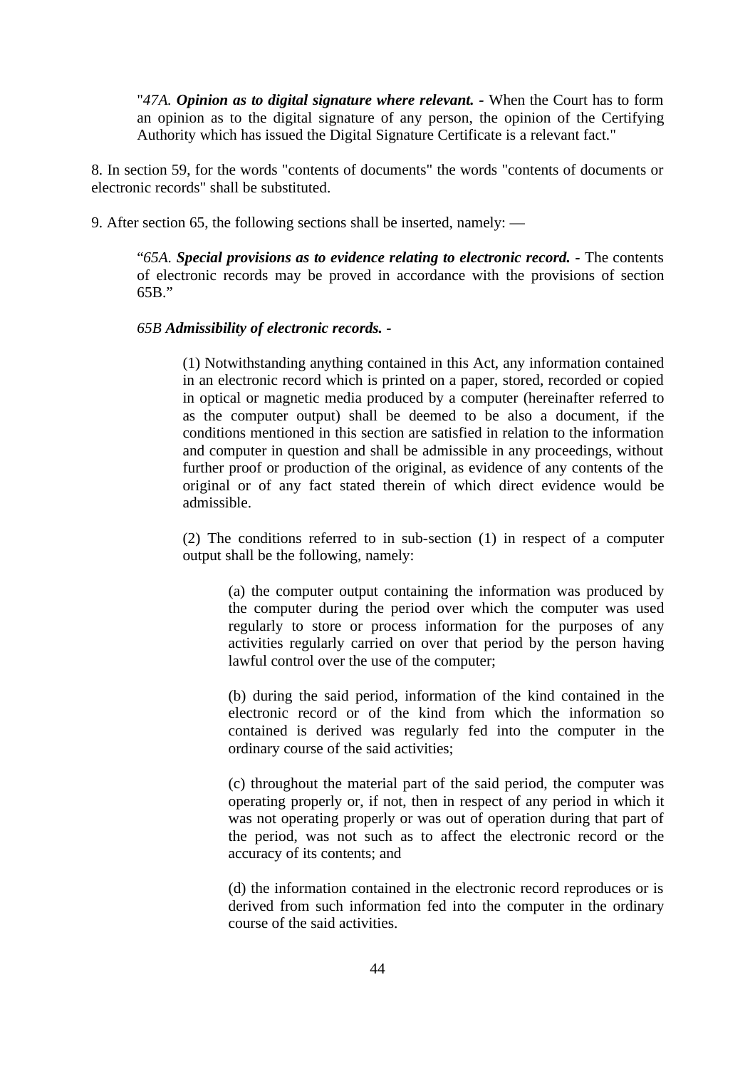"*47A. **Opinion as to digital signature where relevant.*** - When the Court has to form an opinion as to the digital signature of any person, the opinion of the Certifying Authority which has issued the Digital Signature Certificate is a relevant fact."

8. In section 59, for the words "contents of documents" the words "contents of documents or electronic records" shall be substituted.

9. After section 65, the following sections shall be inserted, namely: —

"*65A. **Special provisions as to evidence relating to electronic record.*** - The contents of electronic records may be proved in accordance with the provisions of section 65B."

*65B **Admissibility of electronic records.*** -

(1) Notwithstanding anything contained in this Act, any information contained in an electronic record which is printed on a paper, stored, recorded or copied in optical or magnetic media produced by a computer (hereinafter referred to as the computer output) shall be deemed to be also a document, if the conditions mentioned in this section are satisfied in relation to the information and computer in question and shall be admissible in any proceedings, without further proof or production of the original, as evidence of any contents of the original or of any fact stated therein of which direct evidence would be admissible.

(2) The conditions referred to in sub-section (1) in respect of a computer output shall be the following, namely:

(a) the computer output containing the information was produced by the computer during the period over which the computer was used regularly to store or process information for the purposes of any activities regularly carried on over that period by the person having lawful control over the use of the computer;

(b) during the said period, information of the kind contained in the electronic record or of the kind from which the information so contained is derived was regularly fed into the computer in the ordinary course of the said activities;

(c) throughout the material part of the said period, the computer was operating properly or, if not, then in respect of any period in which it was not operating properly or was out of operation during that part of the period, was not such as to affect the electronic record or the accuracy of its contents; and

(d) the information contained in the electronic record reproduces or is derived from such information fed into the computer in the ordinary course of the said activities.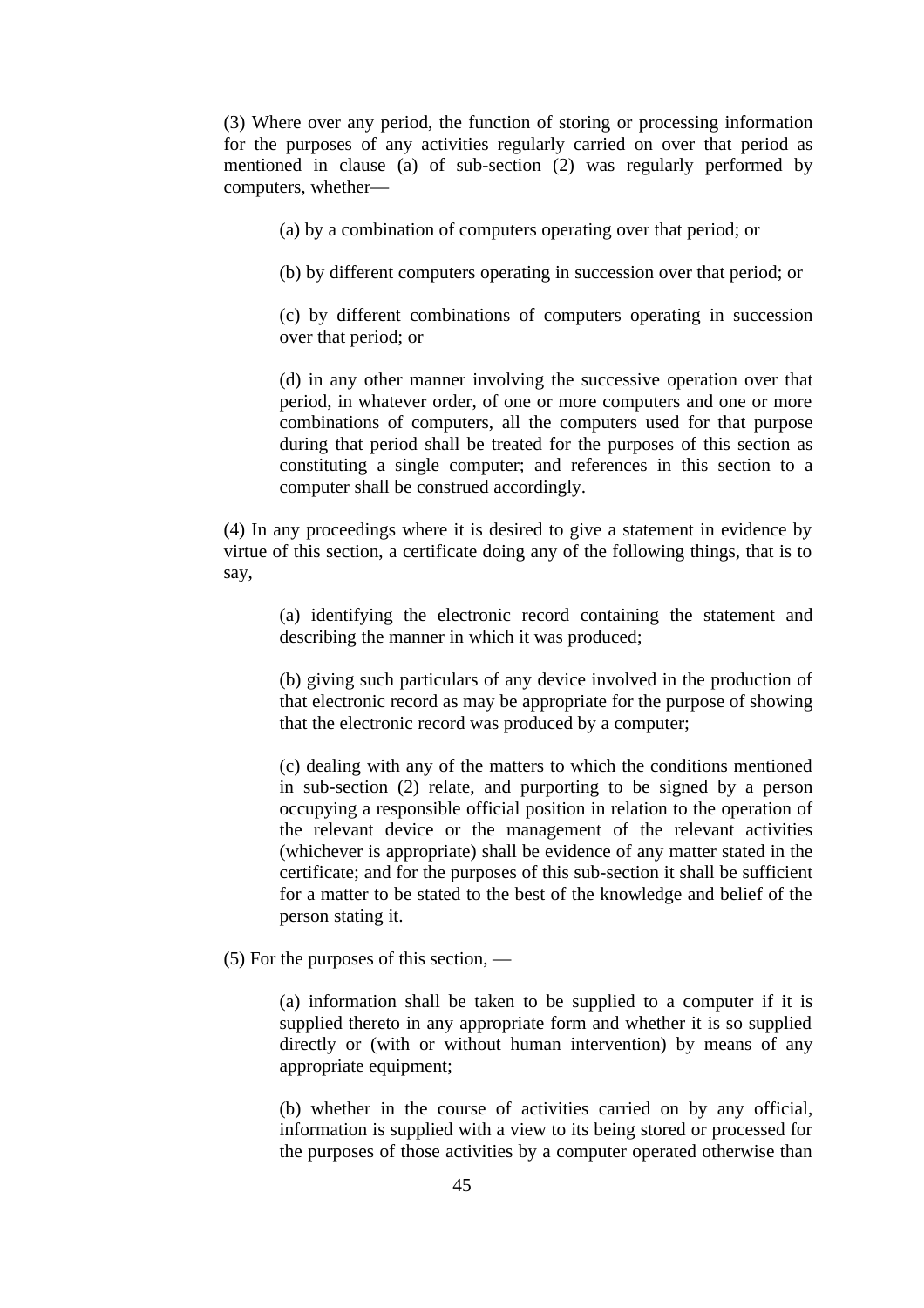(3) Where over any period, the function of storing or processing information for the purposes of any activities regularly carried on over that period as mentioned in clause (a) of sub-section (2) was regularly performed by computers, whether—

> (a) by a combination of computers operating over that period; or
>
> (b) by different computers operating in succession over that period; or
>
> (c) by different combinations of computers operating in succession over that period; or
>
> (d) in any other manner involving the successive operation over that period, in whatever order, of one or more computers and one or more combinations of computers, all the computers used for that purpose during that period shall be treated for the purposes of this section as constituting a single computer; and references in this section to a computer shall be construed accordingly.

(4) In any proceedings where it is desired to give a statement in evidence by virtue of this section, a certificate doing any of the following things, that is to say,

> (a) identifying the electronic record containing the statement and describing the manner in which it was produced;
>
> (b) giving such particulars of any device involved in the production of that electronic record as may be appropriate for the purpose of showing that the electronic record was produced by a computer;
>
> (c) dealing with any of the matters to which the conditions mentioned in sub-section (2) relate, and purporting to be signed by a person occupying a responsible official position in relation to the operation of the relevant device or the management of the relevant activities (whichever is appropriate) shall be evidence of any matter stated in the certificate; and for the purposes of this sub-section it shall be sufficient for a matter to be stated to the best of the knowledge and belief of the person stating it.

(5) For the purposes of this section, —

> (a) information shall be taken to be supplied to a computer if it is supplied thereto in any appropriate form and whether it is so supplied directly or (with or without human intervention) by means of any appropriate equipment;
>
> (b) whether in the course of activities carried on by any official, information is supplied with a view to its being stored or processed for the purposes of those activities by a computer operated otherwise than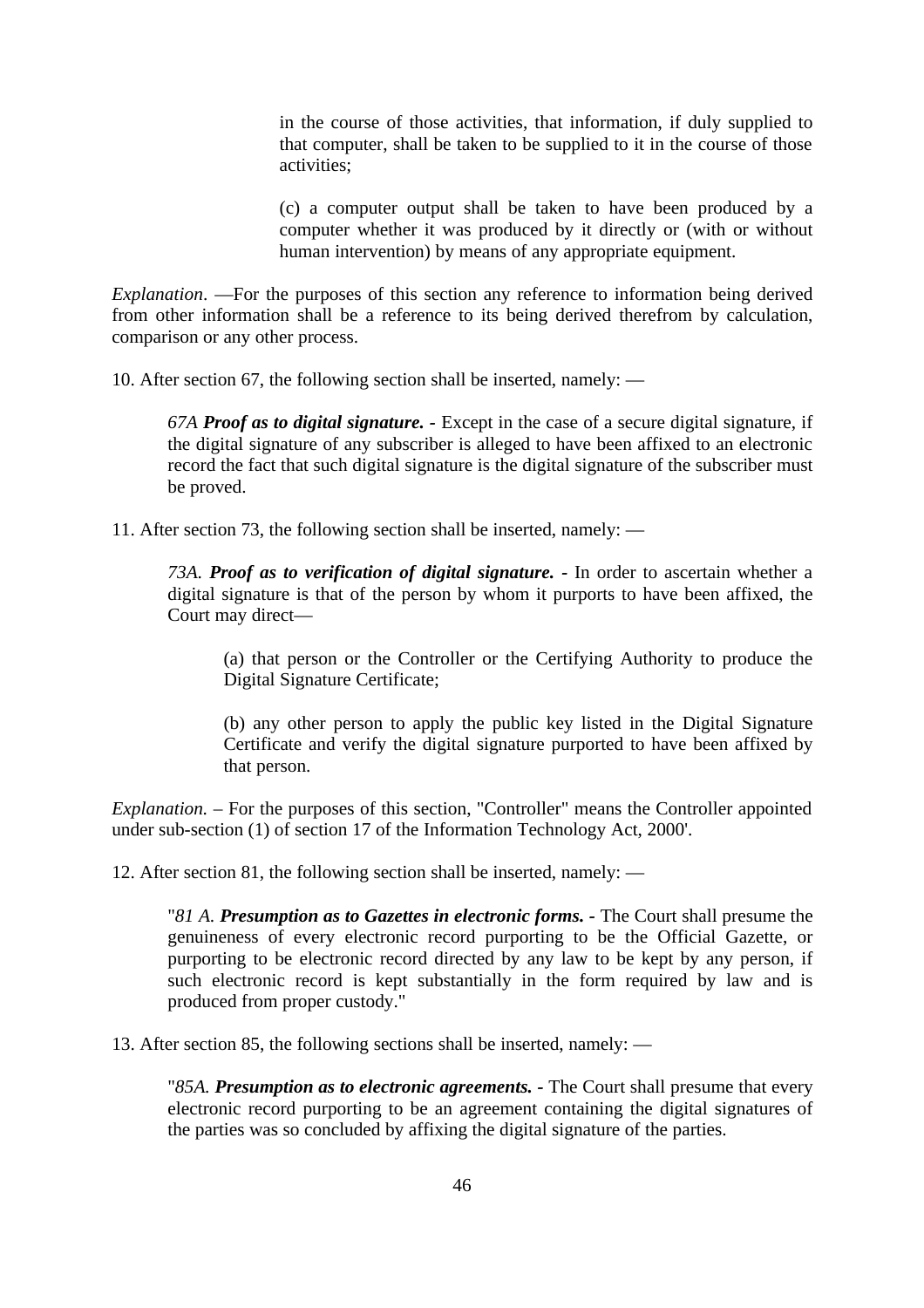in the course of those activities, that information, if duly supplied to that computer, shall be taken to be supplied to it in the course of those activities;

(c) a computer output shall be taken to have been produced by a computer whether it was produced by it directly or (with or without human intervention) by means of any appropriate equipment.

*Explanation*. —For the purposes of this section any reference to information being derived from other information shall be a reference to its being derived therefrom by calculation, comparison or any other process.

10. After section 67, the following section shall be inserted, namely: —

> *67A* ***Proof as to digital signature. -*** Except in the case of a secure digital signature, if the digital signature of any subscriber is alleged to have been affixed to an electronic record the fact that such digital signature is the digital signature of the subscriber must be proved.

11. After section 73, the following section shall be inserted, namely: —

> *73A.* ***Proof as to verification of digital signature. -*** In order to ascertain whether a digital signature is that of the person by whom it purports to have been affixed, the Court may direct—
>
> (a) that person or the Controller or the Certifying Authority to produce the Digital Signature Certificate;
>
> (b) any other person to apply the public key listed in the Digital Signature Certificate and verify the digital signature purported to have been affixed by that person.

*Explanation.* – For the purposes of this section, "Controller" means the Controller appointed under sub-section (1) of section 17 of the Information Technology Act, 2000'.

12. After section 81, the following section shall be inserted, namely: —

> "*81 A.* ***Presumption as to Gazettes in electronic forms. -*** The Court shall presume the genuineness of every electronic record purporting to be the Official Gazette, or purporting to be electronic record directed by any law to be kept by any person, if such electronic record is kept substantially in the form required by law and is produced from proper custody."

13. After section 85, the following sections shall be inserted, namely: —

> "*85A.* ***Presumption as to electronic agreements. -*** The Court shall presume that every electronic record purporting to be an agreement containing the digital signatures of the parties was so concluded by affixing the digital signature of the parties.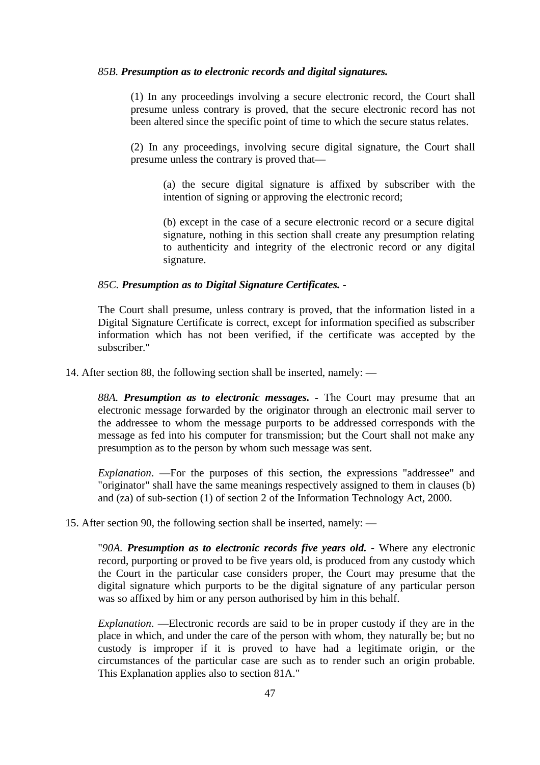*85B.* ***Presumption as to electronic records and digital signatures.***

(1) In any proceedings involving a secure electronic record, the Court shall presume unless contrary is proved, that the secure electronic record has not been altered since the specific point of time to which the secure status relates.

(2) In any proceedings, involving secure digital signature, the Court shall presume unless the contrary is proved that—

(a) the secure digital signature is affixed by subscriber with the intention of signing or approving the electronic record;

(b) except in the case of a secure electronic record or a secure digital signature, nothing in this section shall create any presumption relating to authenticity and integrity of the electronic record or any digital signature.

*85C.* ***Presumption as to Digital Signature Certificates. -***

The Court shall presume, unless contrary is proved, that the information listed in a Digital Signature Certificate is correct, except for information specified as subscriber information which has not been verified, if the certificate was accepted by the subscriber."

14. After section 88, the following section shall be inserted, namely: —

*88A.* ***Presumption as to electronic messages. -*** The Court may presume that an electronic message forwarded by the originator through an electronic mail server to the addressee to whom the message purports to be addressed corresponds with the message as fed into his computer for transmission; but the Court shall not make any presumption as to the person by whom such message was sent.

*Explanation*. —For the purposes of this section, the expressions "addressee" and "originator" shall have the same meanings respectively assigned to them in clauses (b) and (za) of sub-section (1) of section 2 of the Information Technology Act, 2000.

15. After section 90, the following section shall be inserted, namely: —

"*90A.* ***Presumption as to electronic records five years old. -*** Where any electronic record, purporting or proved to be five years old, is produced from any custody which the Court in the particular case considers proper, the Court may presume that the digital signature which purports to be the digital signature of any particular person was so affixed by him or any person authorised by him in this behalf.

*Explanation*. —Electronic records are said to be in proper custody if they are in the place in which, and under the care of the person with whom, they naturally be; but no custody is improper if it is proved to have had a legitimate origin, or the circumstances of the particular case are such as to render such an origin probable. This Explanation applies also to section 81A."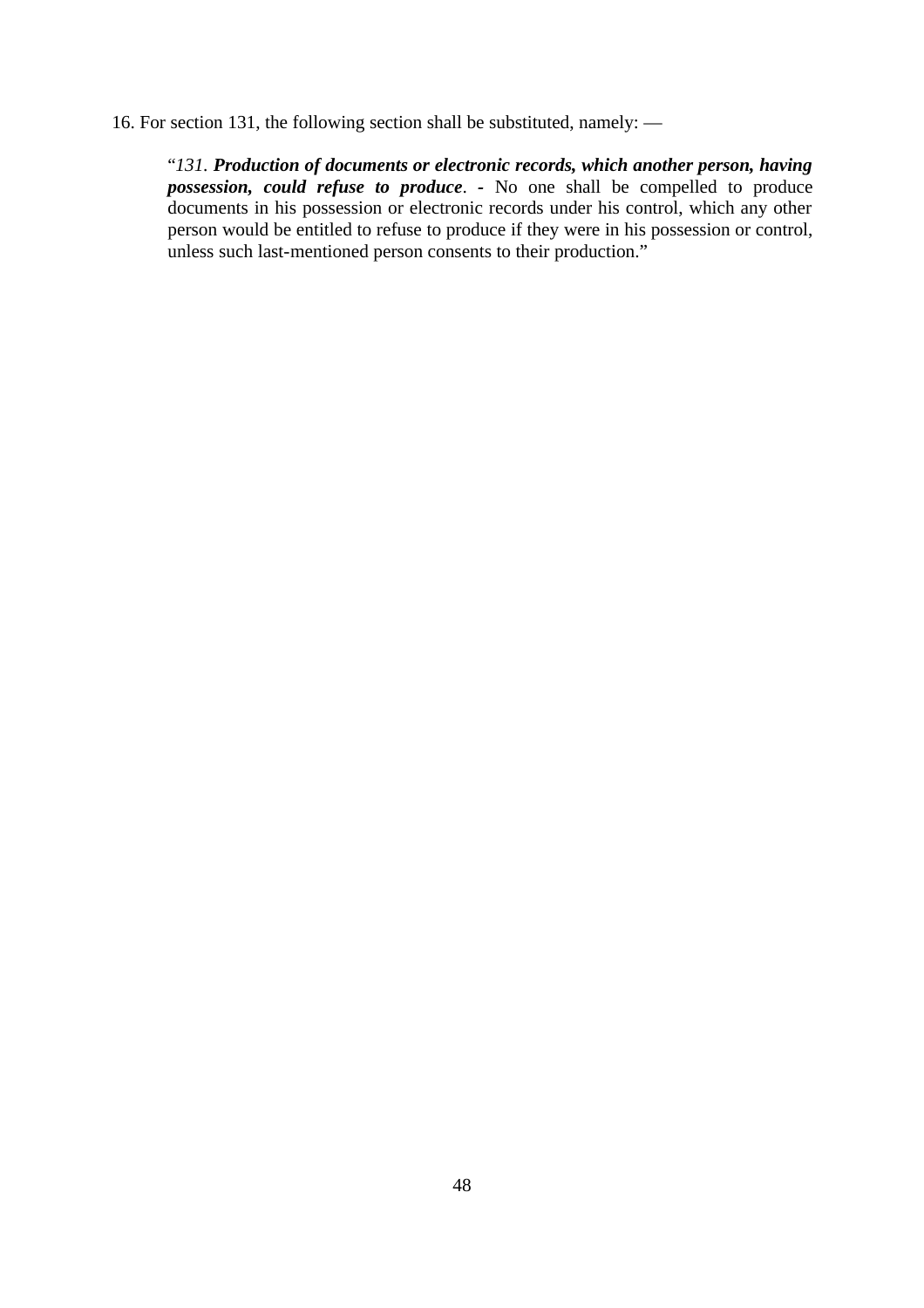16. For section 131, the following section shall be substituted, namely: —

> "*131.* ***Production of documents or electronic records, which another person, having possession, could refuse to produce*. -** No one shall be compelled to produce documents in his possession or electronic records under his control, which any other person would be entitled to refuse to produce if they were in his possession or control, unless such last-mentioned person consents to their production."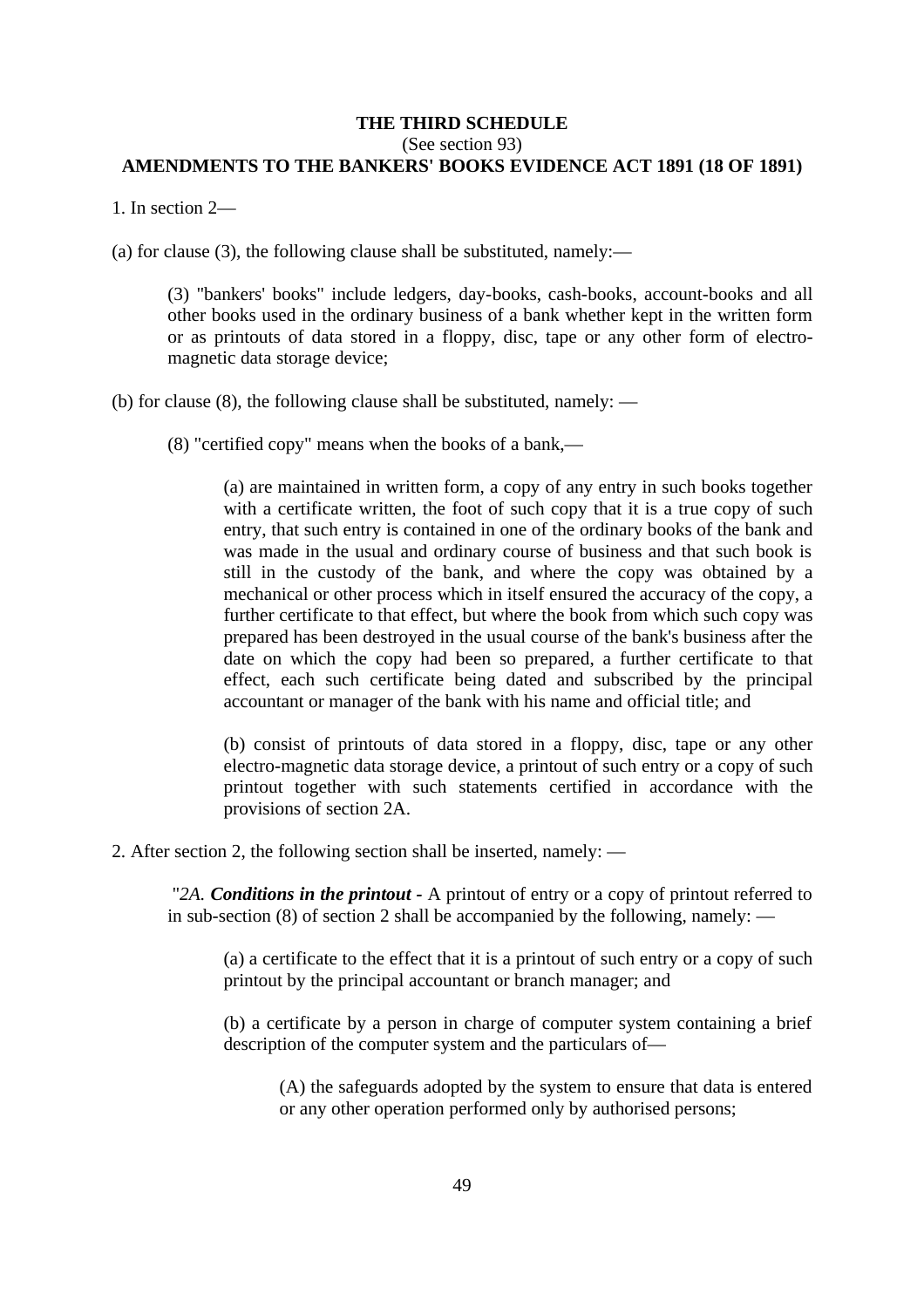**THE THIRD SCHEDULE**

(See section 93)

**AMENDMENTS TO THE BANKERS' BOOKS EVIDENCE ACT 1891 (18 OF 1891)**

1. In section 2—

(a) for clause (3), the following clause shall be substituted, namely:—

> (3) "bankers' books" include ledgers, day-books, cash-books, account-books and all other books used in the ordinary business of a bank whether kept in the written form or as printouts of data stored in a floppy, disc, tape or any other form of electro-magnetic data storage device;

(b) for clause (8), the following clause shall be substituted, namely: —

> (8) "certified copy" means when the books of a bank,—
>
> > (a) are maintained in written form, a copy of any entry in such books together with a certificate written, the foot of such copy that it is a true copy of such entry, that such entry is contained in one of the ordinary books of the bank and was made in the usual and ordinary course of business and that such book is still in the custody of the bank, and where the copy was obtained by a mechanical or other process which in itself ensured the accuracy of the copy, a further certificate to that effect, but where the book from which such copy was prepared has been destroyed in the usual course of the bank's business after the date on which the copy had been so prepared, a further certificate to that effect, each such certificate being dated and subscribed by the principal accountant or manager of the bank with his name and official title; and
> >
> > (b) consist of printouts of data stored in a floppy, disc, tape or any other electro-magnetic data storage device, a printout of such entry or a copy of such printout together with such statements certified in accordance with the provisions of section 2A.

2. After section 2, the following section shall be inserted, namely: —

> "*2A. **Conditions in the printout*** - A printout of entry or a copy of printout referred to in sub-section (8) of section 2 shall be accompanied by the following, namely: —
>
> > (a) a certificate to the effect that it is a printout of such entry or a copy of such printout by the principal accountant or branch manager; and
> >
> > (b) a certificate by a person in charge of computer system containing a brief description of the computer system and the particulars of—
> >
> > > (A) the safeguards adopted by the system to ensure that data is entered or any other operation performed only by authorised persons;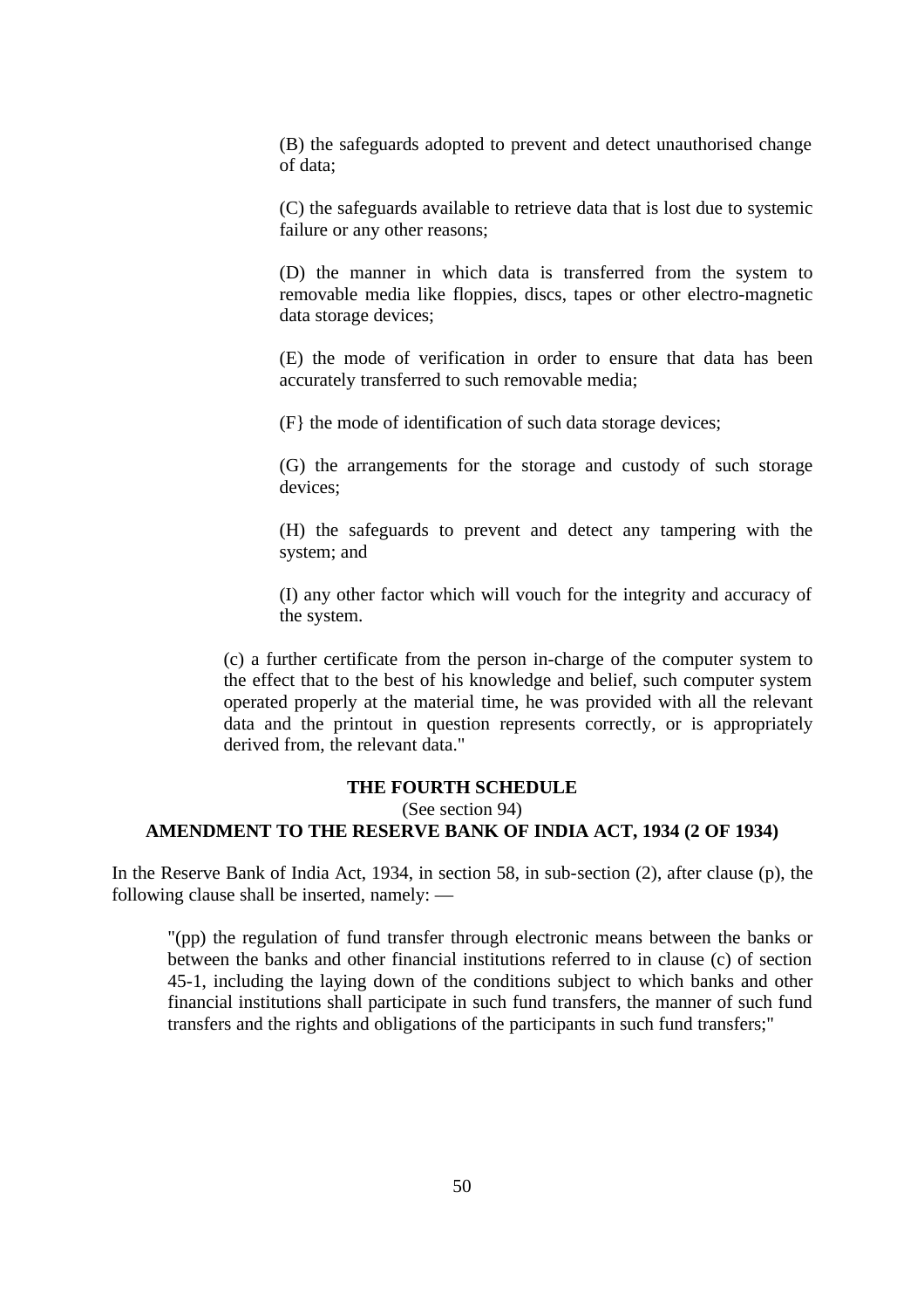(B) the safeguards adopted to prevent and detect unauthorised change of data;

(C) the safeguards available to retrieve data that is lost due to systemic failure or any other reasons;

(D) the manner in which data is transferred from the system to removable media like floppies, discs, tapes or other electro-magnetic data storage devices;

(E) the mode of verification in order to ensure that data has been accurately transferred to such removable media;

(F} the mode of identification of such data storage devices;

(G) the arrangements for the storage and custody of such storage devices;

(H) the safeguards to prevent and detect any tampering with the system; and

(I) any other factor which will vouch for the integrity and accuracy of the system.

(c) a further certificate from the person in-charge of the computer system to the effect that to the best of his knowledge and belief, such computer system operated properly at the material time, he was provided with all the relevant data and the printout in question represents correctly, or is appropriately derived from, the relevant data."

**THE FOURTH SCHEDULE**

(See section 94)

**AMENDMENT TO THE RESERVE BANK OF INDIA ACT, 1934 (2 OF 1934)**

In the Reserve Bank of India Act, 1934, in section 58, in sub-section (2), after clause (p), the following clause shall be inserted, namely: —

"(pp) the regulation of fund transfer through electronic means between the banks or between the banks and other financial institutions referred to in clause (c) of section 45-1, including the laying down of the conditions subject to which banks and other financial institutions shall participate in such fund transfers, the manner of such fund transfers and the rights and obligations of the participants in such fund transfers;"